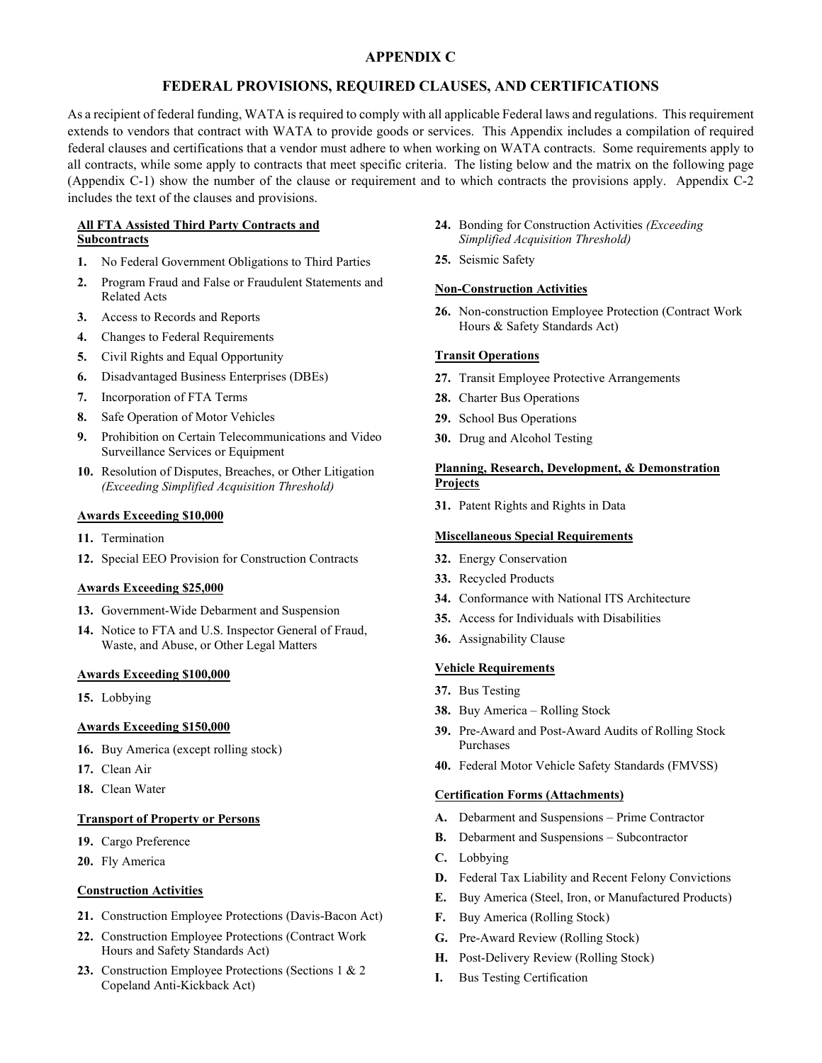# APPENDIX C

## FEDERAL PROVISIONS, REQUIRED CLAUSES, AND CERTIFICATIONS

As a recipient of federal funding, WATA is required to comply with all applicable Federal laws and regulations. This requirement extends to vendors that contract with WATA to provide goods or services. This Appendix includes a compilation of required federal clauses and certifications that a vendor must adhere to when working on WATA contracts. Some requirements apply to all contracts, while some apply to contracts that meet specific criteria. The listing below and the matrix on the following page (Appendix C-1) show the number of the clause or requirement and to which contracts the provisions apply. Appendix C-2 includes the text of the clauses and provisions.

**All FTA Assisted Third Party Contracts and Subcontracts**

1. No Federal Government Obligations to Third Parties
2. Program Fraud and False or Fraudulent Statements and Related Acts
3. Access to Records and Reports
4. Changes to Federal Requirements
5. Civil Rights and Equal Opportunity
6. Disadvantaged Business Enterprises (DBEs)
7. Incorporation of FTA Terms
8. Safe Operation of Motor Vehicles
9. Prohibition on Certain Telecommunications and Video Surveillance Services or Equipment
10. Resolution of Disputes, Breaches, or Other Litigation *(Exceeding Simplified Acquisition Threshold)*

**Awards Exceeding $10,000**

11. Termination
12. Special EEO Provision for Construction Contracts

**Awards Exceeding $25,000**

13. Government-Wide Debarment and Suspension
14. Notice to FTA and U.S. Inspector General of Fraud, Waste, and Abuse, or Other Legal Matters

**Awards Exceeding $100,000**

15. Lobbying

**Awards Exceeding $150,000**

16. Buy America (except rolling stock)
17. Clean Air
18. Clean Water

**Transport of Property or Persons**

19. Cargo Preference
20. Fly America

**Construction Activities**

21. Construction Employee Protections (Davis-Bacon Act)
22. Construction Employee Protections (Contract Work Hours and Safety Standards Act)
23. Construction Employee Protections (Sections 1 & 2 Copeland Anti-Kickback Act)
24. Bonding for Construction Activities *(Exceeding Simplified Acquisition Threshold)*
25. Seismic Safety

**Non-Construction Activities**

26. Non-construction Employee Protection (Contract Work Hours & Safety Standards Act)

**Transit Operations**

27. Transit Employee Protective Arrangements
28. Charter Bus Operations
29. School Bus Operations
30. Drug and Alcohol Testing

**Planning, Research, Development, & Demonstration Projects**

31. Patent Rights and Rights in Data

**Miscellaneous Special Requirements**

32. Energy Conservation
33. Recycled Products
34. Conformance with National ITS Architecture
35. Access for Individuals with Disabilities
36. Assignability Clause

**Vehicle Requirements**

37. Bus Testing
38. Buy America – Rolling Stock
39. Pre-Award and Post-Award Audits of Rolling Stock Purchases
40. Federal Motor Vehicle Safety Standards (FMVSS)

**Certification Forms (Attachments)**

- **A.** Debarment and Suspensions – Prime Contractor
- **B.** Debarment and Suspensions – Subcontractor
- **C.** Lobbying
- **D.** Federal Tax Liability and Recent Felony Convictions
- **E.** Buy America (Steel, Iron, or Manufactured Products)
- **F.** Buy America (Rolling Stock)
- **G.** Pre-Award Review (Rolling Stock)
- **H.** Post-Delivery Review (Rolling Stock)
- **I.** Bus Testing Certification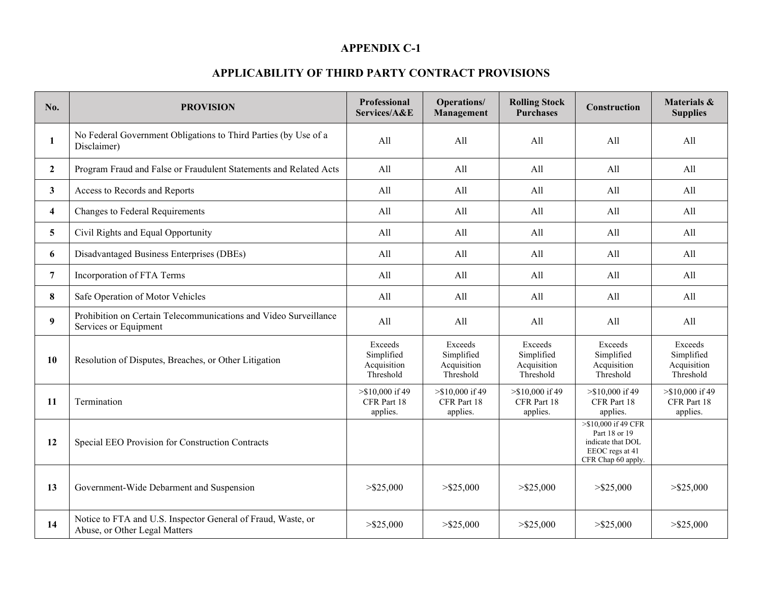# APPENDIX C-1

## APPLICABILITY OF THIRD PARTY CONTRACT PROVISIONS

| No. | PROVISION | Professional Services/A&E | Operations/ Management | Rolling Stock Purchases | Construction | Materials & Supplies |
|---|---|---|---|---|---|---|
| 1 | No Federal Government Obligations to Third Parties (by Use of a Disclaimer) | All | All | All | All | All |
| 2 | Program Fraud and False or Fraudulent Statements and Related Acts | All | All | All | All | All |
| 3 | Access to Records and Reports | All | All | All | All | All |
| 4 | Changes to Federal Requirements | All | All | All | All | All |
| 5 | Civil Rights and Equal Opportunity | All | All | All | All | All |
| 6 | Disadvantaged Business Enterprises (DBEs) | All | All | All | All | All |
| 7 | Incorporation of FTA Terms | All | All | All | All | All |
| 8 | Safe Operation of Motor Vehicles | All | All | All | All | All |
| 9 | Prohibition on Certain Telecommunications and Video Surveillance Services or Equipment | All | All | All | All | All |
| 10 | Resolution of Disputes, Breaches, or Other Litigation | Exceeds Simplified Acquisition Threshold | Exceeds Simplified Acquisition Threshold | Exceeds Simplified Acquisition Threshold | Exceeds Simplified Acquisition Threshold | Exceeds Simplified Acquisition Threshold |
| 11 | Termination | >$10,000 if 49 CFR Part 18 applies. | >$10,000 if 49 CFR Part 18 applies. | >$10,000 if 49 CFR Part 18 applies. | >$10,000 if 49 CFR Part 18 applies. | >$10,000 if 49 CFR Part 18 applies. |
| 12 | Special EEO Provision for Construction Contracts | | | | >$10,000 if 49 CFR Part 18 or 19 indicate that DOL EEOC regs at 41 CFR Chap 60 apply. | |
| 13 | Government-Wide Debarment and Suspension | >$25,000 | >$25,000 | >$25,000 | >$25,000 | >$25,000 |
| 14 | Notice to FTA and U.S. Inspector General of Fraud, Waste, or Abuse, or Other Legal Matters | >$25,000 | >$25,000 | >$25,000 | >$25,000 | >$25,000 |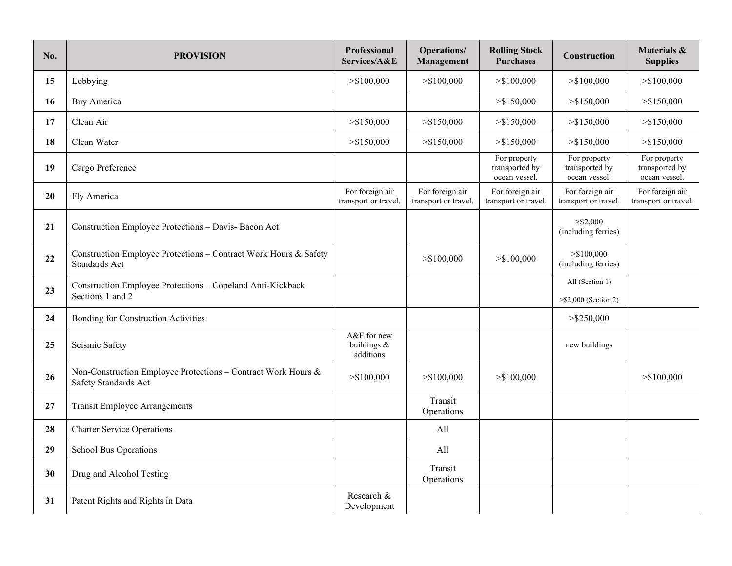| No. | PROVISION | Professional Services/A&E | Operations/ Management | Rolling Stock Purchases | Construction | Materials & Supplies |
|---|---|---|---|---|---|---|
| 15 | Lobbying | >$100,000 | >$100,000 | >$100,000 | >$100,000 | >$100,000 |
| 16 | Buy America | | | >$150,000 | >$150,000 | >$150,000 |
| 17 | Clean Air | >$150,000 | >$150,000 | >$150,000 | >$150,000 | >$150,000 |
| 18 | Clean Water | >$150,000 | >$150,000 | >$150,000 | >$150,000 | >$150,000 |
| 19 | Cargo Preference | | | For property transported by ocean vessel. | For property transported by ocean vessel. | For property transported by ocean vessel. |
| 20 | Fly America | For foreign air transport or travel. | For foreign air transport or travel. | For foreign air transport or travel. | For foreign air transport or travel. | For foreign air transport or travel. |
| 21 | Construction Employee Protections – Davis- Bacon Act | | | | >$2,000 (including ferries) | |
| 22 | Construction Employee Protections – Contract Work Hours & Safety Standards Act | | >$100,000 | >$100,000 | >$100,000 (including ferries) | |
| 23 | Construction Employee Protections – Copeland Anti-Kickback Sections 1 and 2 | | | | All (Section 1)<br><br>>$2,000 (Section 2) | |
| 24 | Bonding for Construction Activities | | | | >$250,000 | |
| 25 | Seismic Safety | A&E for new buildings & additions | | | new buildings | |
| 26 | Non-Construction Employee Protections – Contract Work Hours & Safety Standards Act | >$100,000 | >$100,000 | >$100,000 | | >$100,000 |
| 27 | Transit Employee Arrangements | | Transit Operations | | | |
| 28 | Charter Service Operations | | All | | | |
| 29 | School Bus Operations | | All | | | |
| 30 | Drug and Alcohol Testing | | Transit Operations | | | |
| 31 | Patent Rights and Rights in Data | Research & Development | | | | |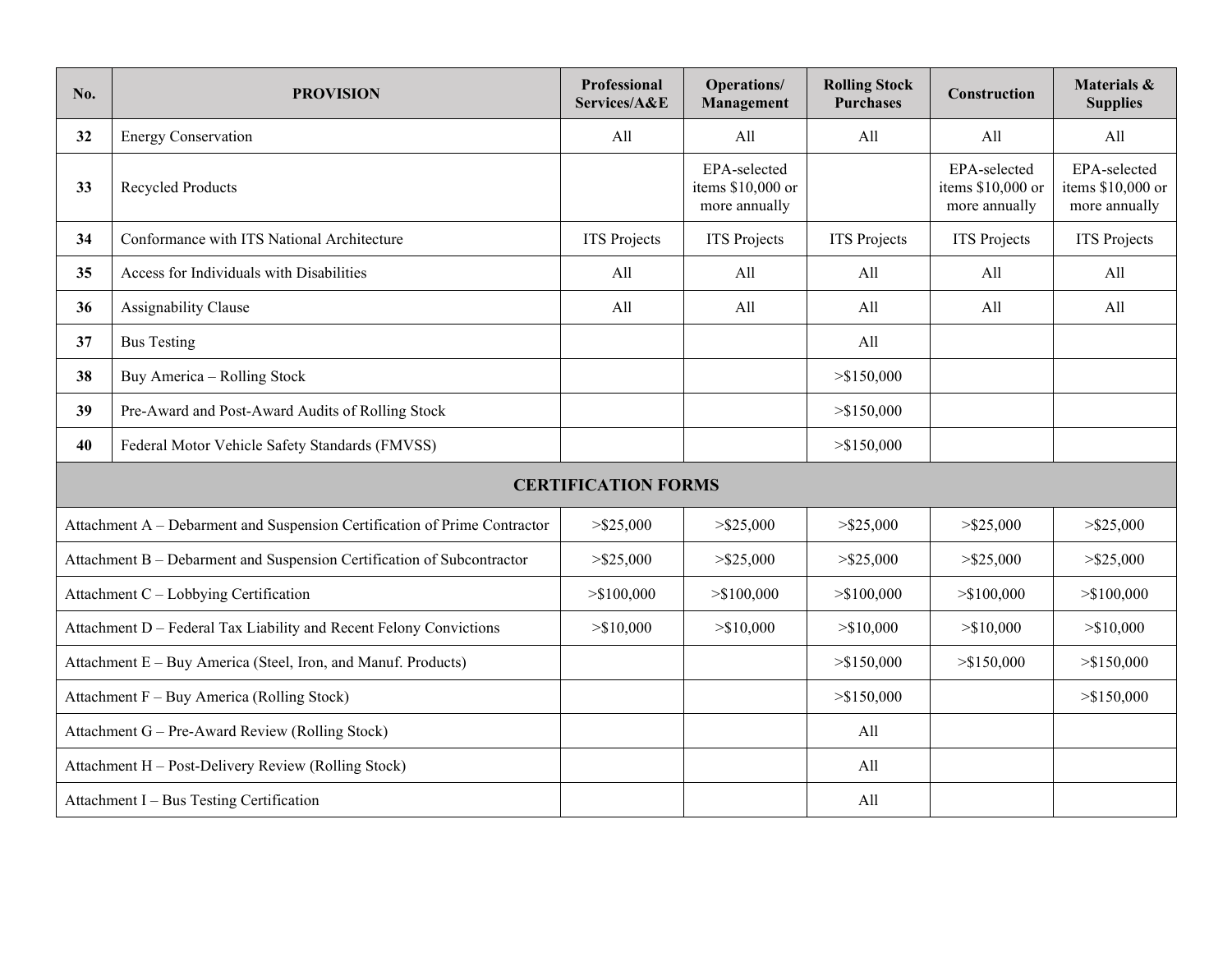| No. | PROVISION | Professional Services/A&E | Operations/ Management | Rolling Stock Purchases | Construction | Materials & Supplies |
|---|---|---|---|---|---|---|
| **32** | Energy Conservation | All | All | All | All | All |
| **33** | Recycled Products | | EPA-selected items $10,000 or more annually | | EPA-selected items $10,000 or more annually | EPA-selected items $10,000 or more annually |
| **34** | Conformance with ITS National Architecture | ITS Projects | ITS Projects | ITS Projects | ITS Projects | ITS Projects |
| **35** | Access for Individuals with Disabilities | All | All | All | All | All |
| **36** | Assignability Clause | All | All | All | All | All |
| **37** | Bus Testing | | | All | | |
| **38** | Buy America – Rolling Stock | | | >$150,000 | | |
| **39** | Pre-Award and Post-Award Audits of Rolling Stock | | | >$150,000 | | |
| **40** | Federal Motor Vehicle Safety Standards (FMVSS) | | | >$150,000 | | |
| **CERTIFICATION FORMS** | | | | | | |
| Attachment A – Debarment and Suspension Certification of Prime Contractor | | >$25,000 | >$25,000 | >$25,000 | >$25,000 | >$25,000 |
| Attachment B – Debarment and Suspension Certification of Subcontractor | | >$25,000 | >$25,000 | >$25,000 | >$25,000 | >$25,000 |
| Attachment C – Lobbying Certification | | >$100,000 | >$100,000 | >$100,000 | >$100,000 | >$100,000 |
| Attachment D – Federal Tax Liability and Recent Felony Convictions | | >$10,000 | >$10,000 | >$10,000 | >$10,000 | >$10,000 |
| Attachment E – Buy America (Steel, Iron, and Manuf. Products) | | | | >$150,000 | >$150,000 | >$150,000 |
| Attachment F – Buy America (Rolling Stock) | | | | >$150,000 | | >$150,000 |
| Attachment G – Pre-Award Review (Rolling Stock) | | | | All | | |
| Attachment H – Post-Delivery Review (Rolling Stock) | | | | All | | |
| Attachment I – Bus Testing Certification | | | | All | | |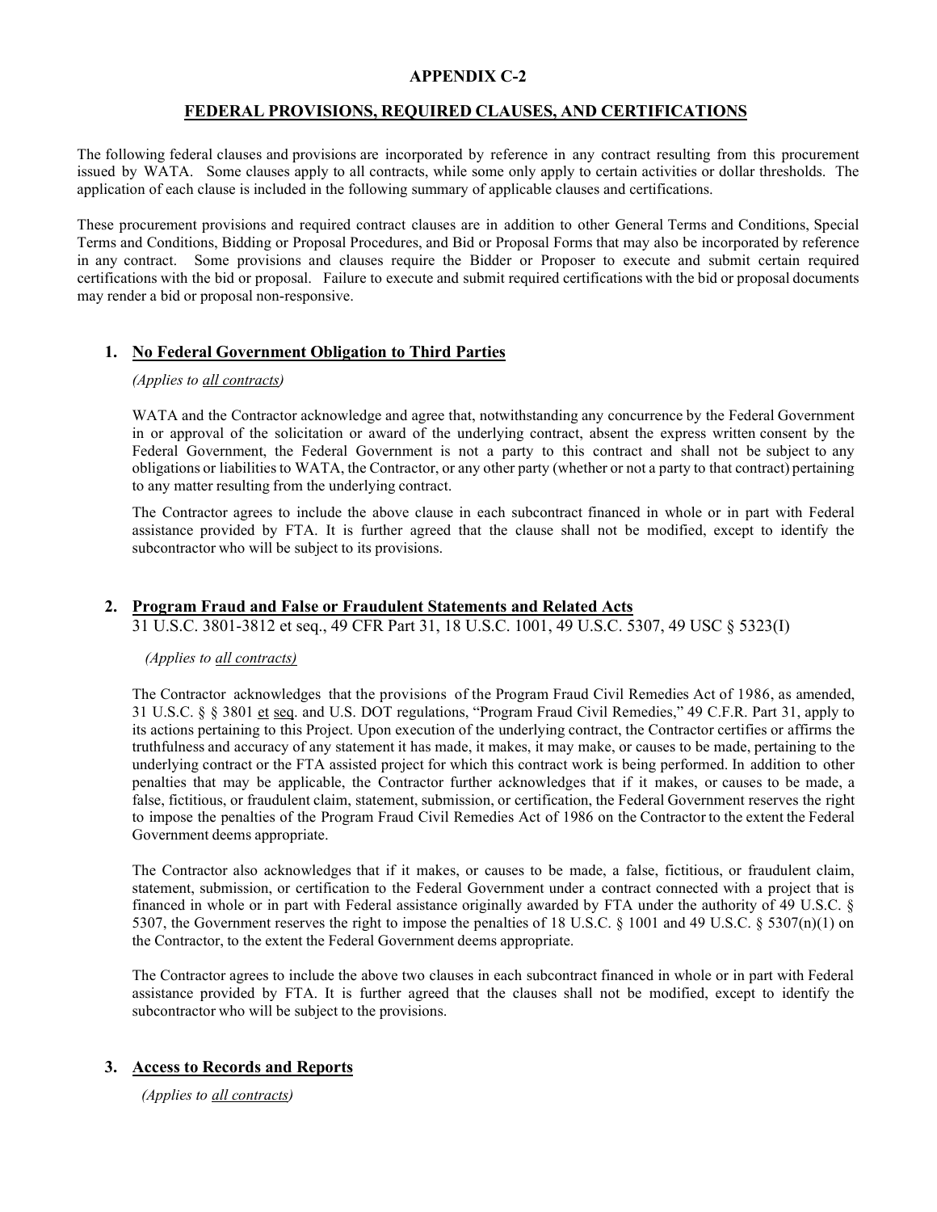# APPENDIX C-2

## FEDERAL PROVISIONS, REQUIRED CLAUSES, AND CERTIFICATIONS

The following federal clauses and provisions are incorporated by reference in any contract resulting from this procurement issued by WATA. Some clauses apply to all contracts, while some only apply to certain activities or dollar thresholds. The application of each clause is included in the following summary of applicable clauses and certifications.

These procurement provisions and required contract clauses are in addition to other General Terms and Conditions, Special Terms and Conditions, Bidding or Proposal Procedures, and Bid or Proposal Forms that may also be incorporated by reference in any contract. Some provisions and clauses require the Bidder or Proposer to execute and submit certain required certifications with the bid or proposal. Failure to execute and submit required certifications with the bid or proposal documents may render a bid or proposal non-responsive.

### 1. No Federal Government Obligation to Third Parties

*(Applies to all contracts)*

WATA and the Contractor acknowledge and agree that, notwithstanding any concurrence by the Federal Government in or approval of the solicitation or award of the underlying contract, absent the express written consent by the Federal Government, the Federal Government is not a party to this contract and shall not be subject to any obligations or liabilities to WATA, the Contractor, or any other party (whether or not a party to that contract) pertaining to any matter resulting from the underlying contract.

The Contractor agrees to include the above clause in each subcontract financed in whole or in part with Federal assistance provided by FTA. It is further agreed that the clause shall not be modified, except to identify the subcontractor who will be subject to its provisions.

### 2. Program Fraud and False or Fraudulent Statements and Related Acts

31 U.S.C. 3801-3812 et seq., 49 CFR Part 31, 18 U.S.C. 1001, 49 U.S.C. 5307, 49 USC § 5323(I)

*(Applies to all contracts)*

The Contractor acknowledges that the provisions of the Program Fraud Civil Remedies Act of 1986, as amended, 31 U.S.C. § § 3801 et seq. and U.S. DOT regulations, "Program Fraud Civil Remedies," 49 C.F.R. Part 31, apply to its actions pertaining to this Project. Upon execution of the underlying contract, the Contractor certifies or affirms the truthfulness and accuracy of any statement it has made, it makes, it may make, or causes to be made, pertaining to the underlying contract or the FTA assisted project for which this contract work is being performed. In addition to other penalties that may be applicable, the Contractor further acknowledges that if it makes, or causes to be made, a false, fictitious, or fraudulent claim, statement, submission, or certification, the Federal Government reserves the right to impose the penalties of the Program Fraud Civil Remedies Act of 1986 on the Contractor to the extent the Federal Government deems appropriate.

The Contractor also acknowledges that if it makes, or causes to be made, a false, fictitious, or fraudulent claim, statement, submission, or certification to the Federal Government under a contract connected with a project that is financed in whole or in part with Federal assistance originally awarded by FTA under the authority of 49 U.S.C. § 5307, the Government reserves the right to impose the penalties of 18 U.S.C. § 1001 and 49 U.S.C. § 5307(n)(1) on the Contractor, to the extent the Federal Government deems appropriate.

The Contractor agrees to include the above two clauses in each subcontract financed in whole or in part with Federal assistance provided by FTA. It is further agreed that the clauses shall not be modified, except to identify the subcontractor who will be subject to the provisions.

### 3. Access to Records and Reports

*(Applies to all contracts)*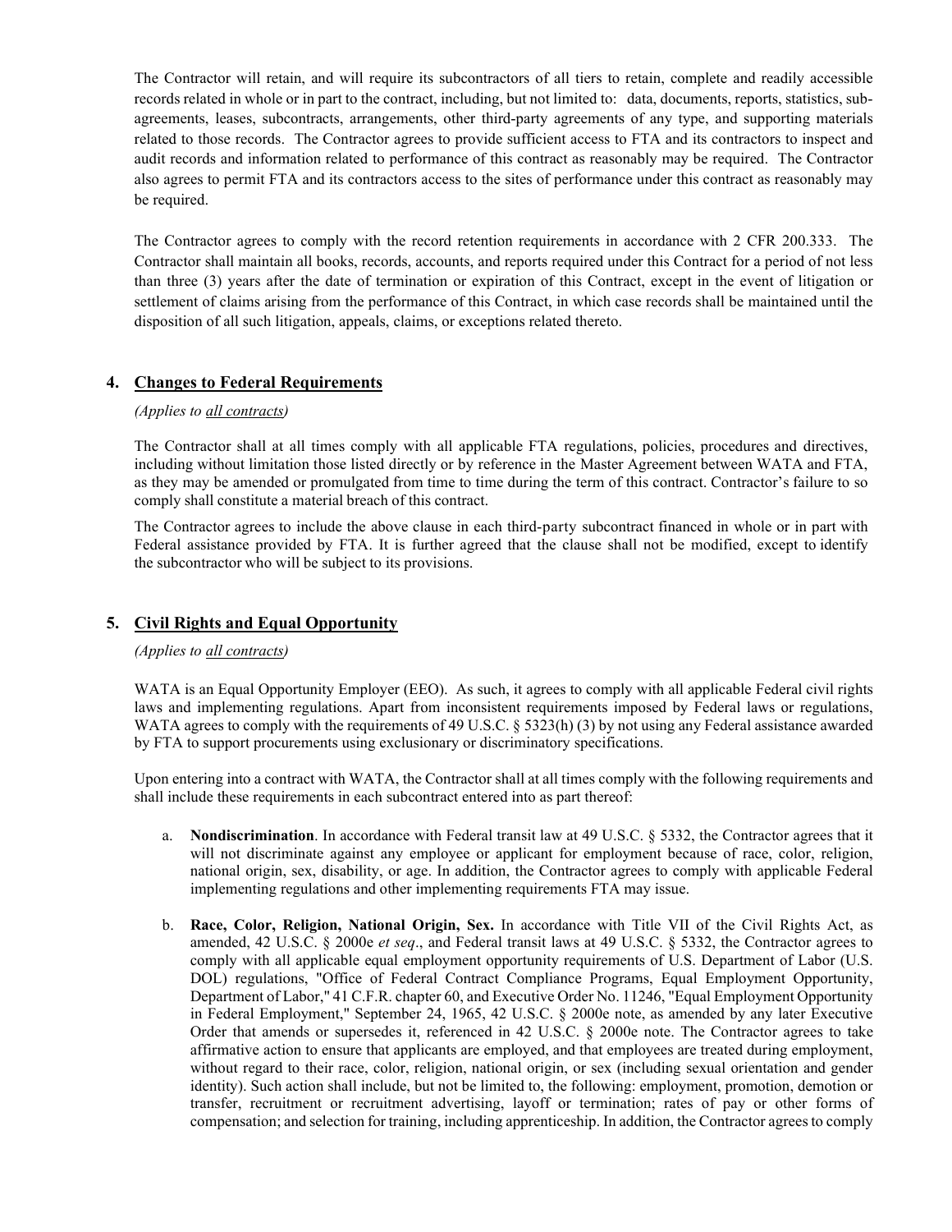The Contractor will retain, and will require its subcontractors of all tiers to retain, complete and readily accessible records related in whole or in part to the contract, including, but not limited to: data, documents, reports, statistics, sub-agreements, leases, subcontracts, arrangements, other third-party agreements of any type, and supporting materials related to those records. The Contractor agrees to provide sufficient access to FTA and its contractors to inspect and audit records and information related to performance of this contract as reasonably may be required. The Contractor also agrees to permit FTA and its contractors access to the sites of performance under this contract as reasonably may be required.

The Contractor agrees to comply with the record retention requirements in accordance with 2 CFR 200.333. The Contractor shall maintain all books, records, accounts, and reports required under this Contract for a period of not less than three (3) years after the date of termination or expiration of this Contract, except in the event of litigation or settlement of claims arising from the performance of this Contract, in which case records shall be maintained until the disposition of all such litigation, appeals, claims, or exceptions related thereto.

## 4. Changes to Federal Requirements

*(Applies to all contracts)*

The Contractor shall at all times comply with all applicable FTA regulations, policies, procedures and directives, including without limitation those listed directly or by reference in the Master Agreement between WATA and FTA, as they may be amended or promulgated from time to time during the term of this contract. Contractor's failure to so comply shall constitute a material breach of this contract.

The Contractor agrees to include the above clause in each third-party subcontract financed in whole or in part with Federal assistance provided by FTA. It is further agreed that the clause shall not be modified, except to identify the subcontractor who will be subject to its provisions.

## 5. Civil Rights and Equal Opportunity

*(Applies to all contracts)*

WATA is an Equal Opportunity Employer (EEO). As such, it agrees to comply with all applicable Federal civil rights laws and implementing regulations. Apart from inconsistent requirements imposed by Federal laws or regulations, WATA agrees to comply with the requirements of 49 U.S.C. § 5323(h) (3) by not using any Federal assistance awarded by FTA to support procurements using exclusionary or discriminatory specifications.

Upon entering into a contract with WATA, the Contractor shall at all times comply with the following requirements and shall include these requirements in each subcontract entered into as part thereof:

a. **Nondiscrimination**. In accordance with Federal transit law at 49 U.S.C. § 5332, the Contractor agrees that it will not discriminate against any employee or applicant for employment because of race, color, religion, national origin, sex, disability, or age. In addition, the Contractor agrees to comply with applicable Federal implementing regulations and other implementing requirements FTA may issue.

b. **Race, Color, Religion, National Origin, Sex.** In accordance with Title VII of the Civil Rights Act, as amended, 42 U.S.C. § 2000e *et seq*., and Federal transit laws at 49 U.S.C. § 5332, the Contractor agrees to comply with all applicable equal employment opportunity requirements of U.S. Department of Labor (U.S. DOL) regulations, "Office of Federal Contract Compliance Programs, Equal Employment Opportunity, Department of Labor," 41 C.F.R. chapter 60, and Executive Order No. 11246, "Equal Employment Opportunity in Federal Employment," September 24, 1965, 42 U.S.C. § 2000e note, as amended by any later Executive Order that amends or supersedes it, referenced in 42 U.S.C. § 2000e note. The Contractor agrees to take affirmative action to ensure that applicants are employed, and that employees are treated during employment, without regard to their race, color, religion, national origin, or sex (including sexual orientation and gender identity). Such action shall include, but not be limited to, the following: employment, promotion, demotion or transfer, recruitment or recruitment advertising, layoff or termination; rates of pay or other forms of compensation; and selection for training, including apprenticeship. In addition, the Contractor agrees to comply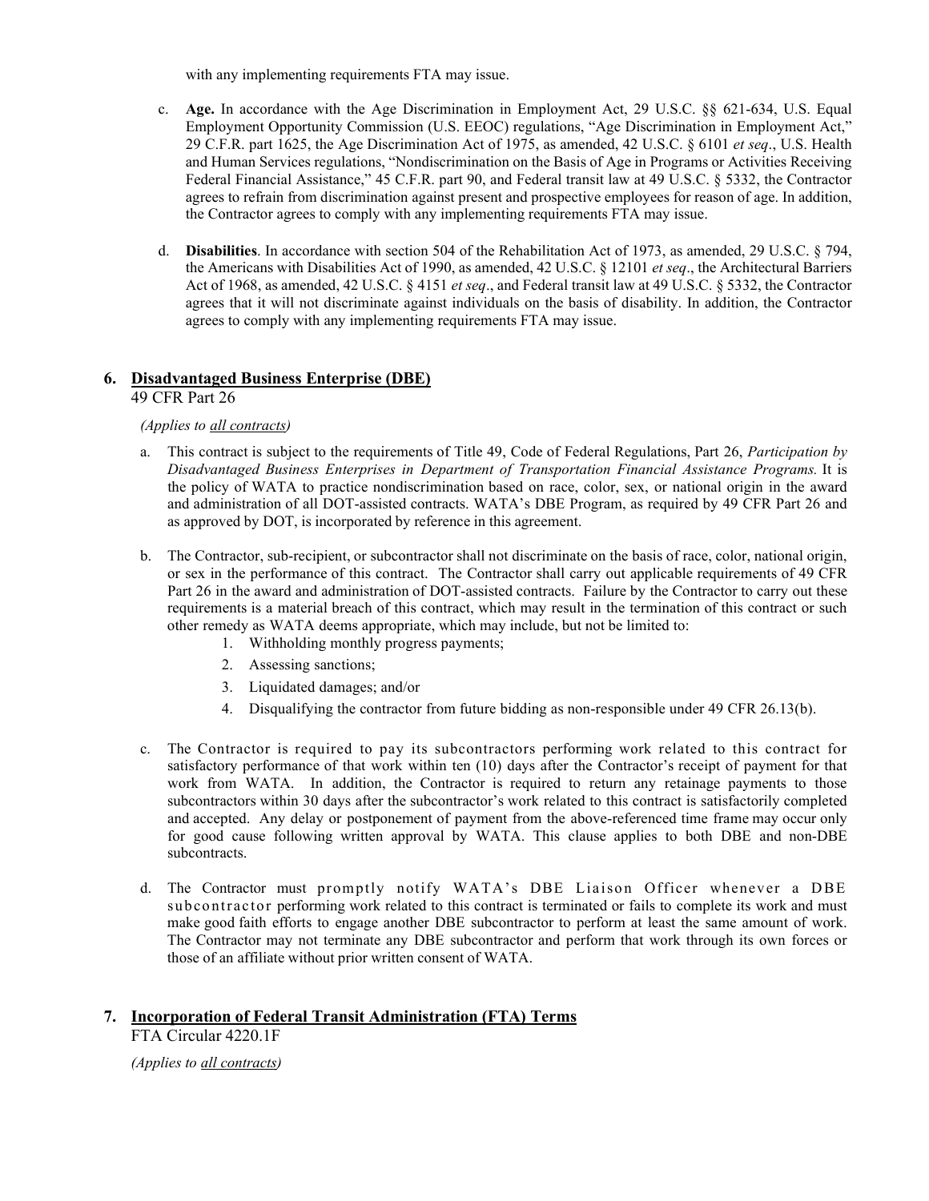with any implementing requirements FTA may issue.

c. **Age.** In accordance with the Age Discrimination in Employment Act, 29 U.S.C. §§ 621-634, U.S. Equal Employment Opportunity Commission (U.S. EEOC) regulations, "Age Discrimination in Employment Act," 29 C.F.R. part 1625, the Age Discrimination Act of 1975, as amended, 42 U.S.C. § 6101 *et seq*., U.S. Health and Human Services regulations, "Nondiscrimination on the Basis of Age in Programs or Activities Receiving Federal Financial Assistance," 45 C.F.R. part 90, and Federal transit law at 49 U.S.C. § 5332, the Contractor agrees to refrain from discrimination against present and prospective employees for reason of age. In addition, the Contractor agrees to comply with any implementing requirements FTA may issue.

d. **Disabilities**. In accordance with section 504 of the Rehabilitation Act of 1973, as amended, 29 U.S.C. § 794, the Americans with Disabilities Act of 1990, as amended, 42 U.S.C. § 12101 *et seq*., the Architectural Barriers Act of 1968, as amended, 42 U.S.C. § 4151 *et seq*., and Federal transit law at 49 U.S.C. § 5332, the Contractor agrees that it will not discriminate against individuals on the basis of disability. In addition, the Contractor agrees to comply with any implementing requirements FTA may issue.

## 6. Disadvantaged Business Enterprise (DBE)

49 CFR Part 26

*(Applies to all contracts)*

a. This contract is subject to the requirements of Title 49, Code of Federal Regulations, Part 26, *Participation by Disadvantaged Business Enterprises in Department of Transportation Financial Assistance Programs.* It is the policy of WATA to practice nondiscrimination based on race, color, sex, or national origin in the award and administration of all DOT-assisted contracts. WATA's DBE Program, as required by 49 CFR Part 26 and as approved by DOT, is incorporated by reference in this agreement.

b. The Contractor, sub-recipient, or subcontractor shall not discriminate on the basis of race, color, national origin, or sex in the performance of this contract. The Contractor shall carry out applicable requirements of 49 CFR Part 26 in the award and administration of DOT-assisted contracts. Failure by the Contractor to carry out these requirements is a material breach of this contract, which may result in the termination of this contract or such other remedy as WATA deems appropriate, which may include, but not be limited to:
   1. Withholding monthly progress payments;
   2. Assessing sanctions;
   3. Liquidated damages; and/or
   4. Disqualifying the contractor from future bidding as non-responsible under 49 CFR 26.13(b).

c. The Contractor is required to pay its subcontractors performing work related to this contract for satisfactory performance of that work within ten (10) days after the Contractor's receipt of payment for that work from WATA. In addition, the Contractor is required to return any retainage payments to those subcontractors within 30 days after the subcontractor's work related to this contract is satisfactorily completed and accepted. Any delay or postponement of payment from the above-referenced time frame may occur only for good cause following written approval by WATA. This clause applies to both DBE and non-DBE subcontracts.

d. The Contractor must promptly notify WATA's DBE Liaison Officer whenever a DBE subcontractor performing work related to this contract is terminated or fails to complete its work and must make good faith efforts to engage another DBE subcontractor to perform at least the same amount of work. The Contractor may not terminate any DBE subcontractor and perform that work through its own forces or those of an affiliate without prior written consent of WATA.

## 7. Incorporation of Federal Transit Administration (FTA) Terms

FTA Circular 4220.1F

*(Applies to all contracts)*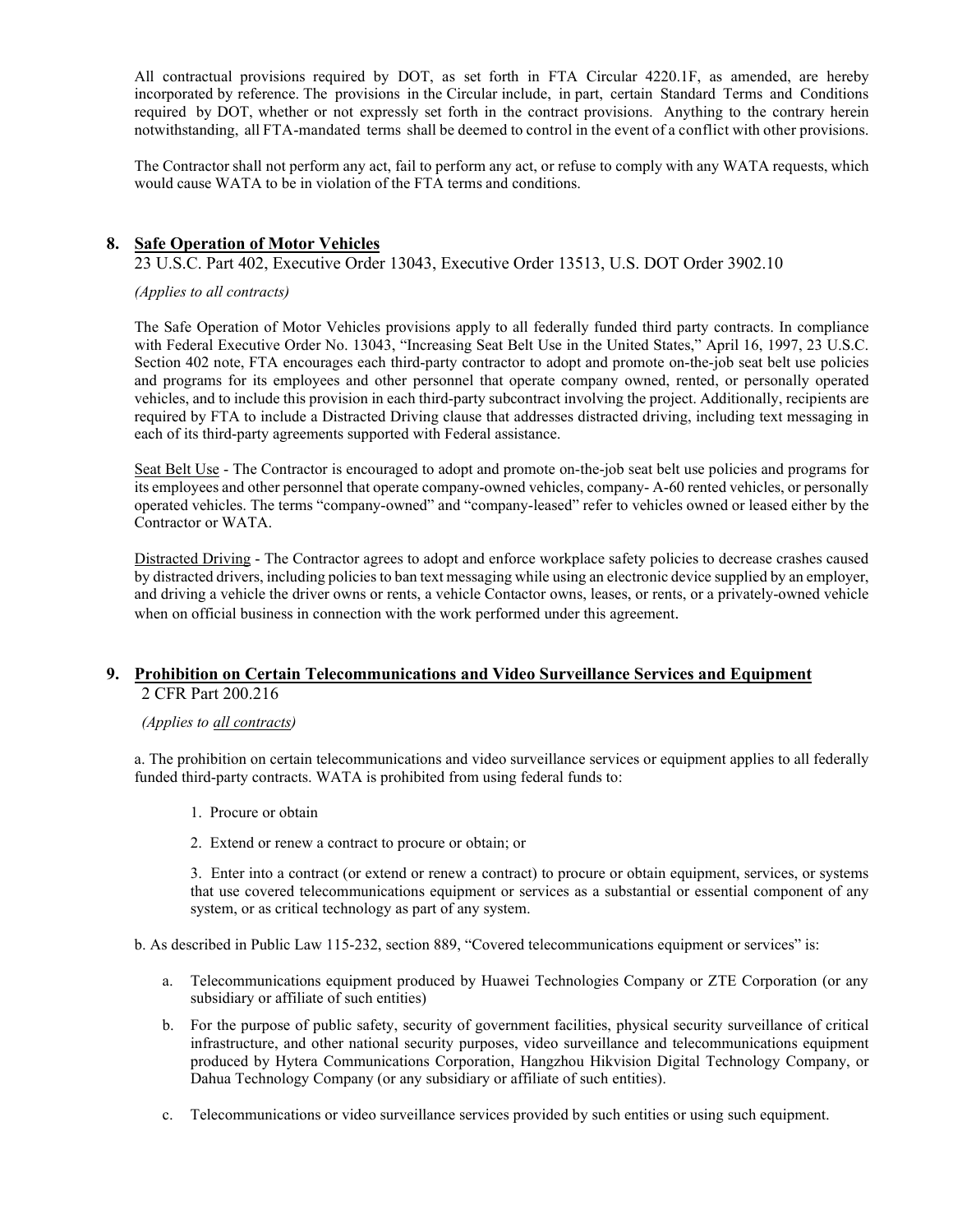All contractual provisions required by DOT, as set forth in FTA Circular 4220.1F, as amended, are hereby incorporated by reference. The provisions in the Circular include, in part, certain Standard Terms and Conditions required by DOT, whether or not expressly set forth in the contract provisions. Anything to the contrary herein notwithstanding, all FTA-mandated terms shall be deemed to control in the event of a conflict with other provisions.

The Contractor shall not perform any act, fail to perform any act, or refuse to comply with any WATA requests, which would cause WATA to be in violation of the FTA terms and conditions.

## 8. Safe Operation of Motor Vehicles

23 U.S.C. Part 402, Executive Order 13043, Executive Order 13513, U.S. DOT Order 3902.10

*(Applies to all contracts)*

The Safe Operation of Motor Vehicles provisions apply to all federally funded third party contracts. In compliance with Federal Executive Order No. 13043, "Increasing Seat Belt Use in the United States," April 16, 1997, 23 U.S.C. Section 402 note, FTA encourages each third-party contractor to adopt and promote on-the-job seat belt use policies and programs for its employees and other personnel that operate company owned, rented, or personally operated vehicles, and to include this provision in each third-party subcontract involving the project. Additionally, recipients are required by FTA to include a Distracted Driving clause that addresses distracted driving, including text messaging in each of its third-party agreements supported with Federal assistance.

Seat Belt Use - The Contractor is encouraged to adopt and promote on-the-job seat belt use policies and programs for its employees and other personnel that operate company-owned vehicles, company- A-60 rented vehicles, or personally operated vehicles. The terms "company-owned" and "company-leased" refer to vehicles owned or leased either by the Contractor or WATA.

Distracted Driving - The Contractor agrees to adopt and enforce workplace safety policies to decrease crashes caused by distracted drivers, including policies to ban text messaging while using an electronic device supplied by an employer, and driving a vehicle the driver owns or rents, a vehicle Contactor owns, leases, or rents, or a privately-owned vehicle when on official business in connection with the work performed under this agreement.

## 9. Prohibition on Certain Telecommunications and Video Surveillance Services and Equipment

2 CFR Part 200.216

*(Applies to all contracts)*

a. The prohibition on certain telecommunications and video surveillance services or equipment applies to all federally funded third-party contracts. WATA is prohibited from using federal funds to:

1. Procure or obtain
2. Extend or renew a contract to procure or obtain; or
3. Enter into a contract (or extend or renew a contract) to procure or obtain equipment, services, or systems that use covered telecommunications equipment or services as a substantial or essential component of any system, or as critical technology as part of any system.

b. As described in Public Law 115-232, section 889, "Covered telecommunications equipment or services" is:

a. Telecommunications equipment produced by Huawei Technologies Company or ZTE Corporation (or any subsidiary or affiliate of such entities)

b. For the purpose of public safety, security of government facilities, physical security surveillance of critical infrastructure, and other national security purposes, video surveillance and telecommunications equipment produced by Hytera Communications Corporation, Hangzhou Hikvision Digital Technology Company, or Dahua Technology Company (or any subsidiary or affiliate of such entities).

c. Telecommunications or video surveillance services provided by such entities or using such equipment.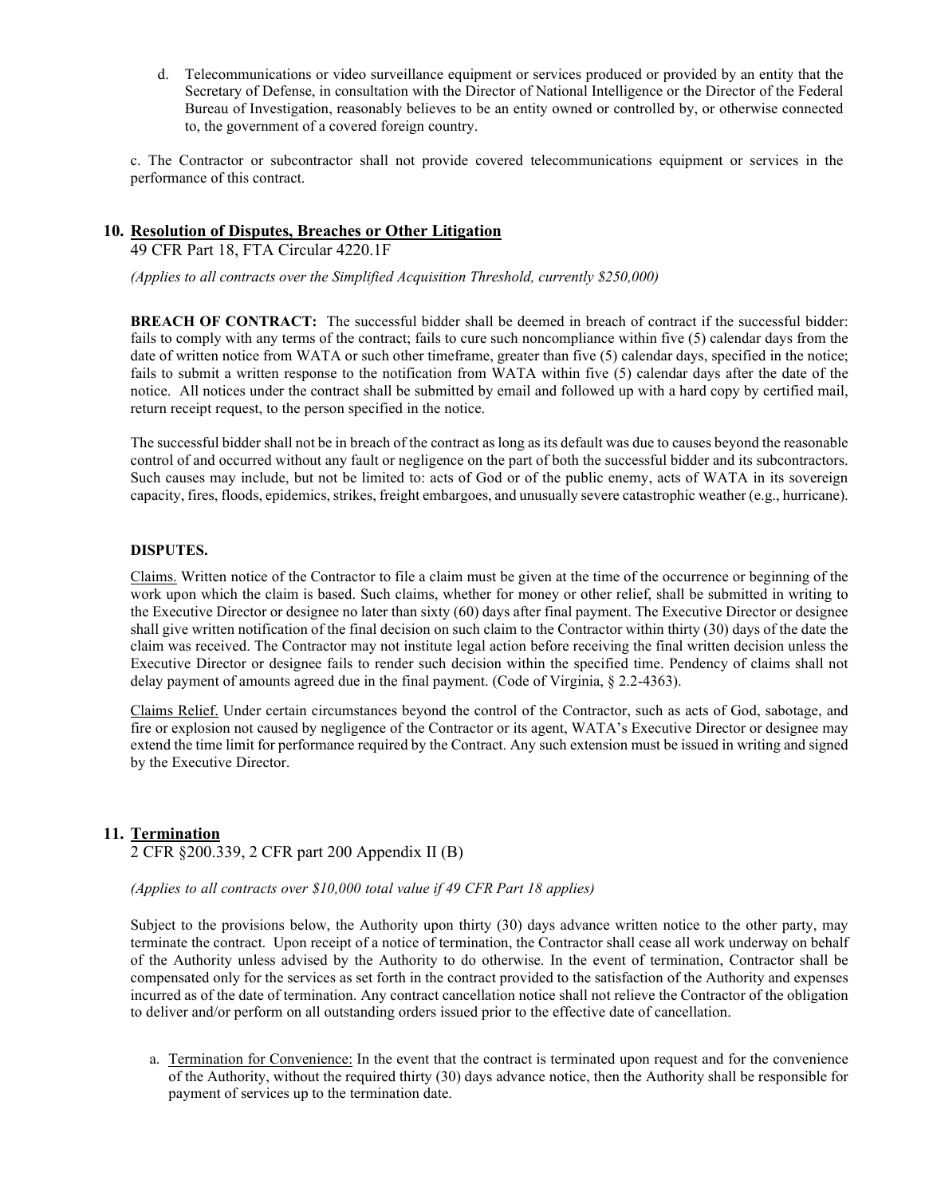d. Telecommunications or video surveillance equipment or services produced or provided by an entity that the Secretary of Defense, in consultation with the Director of National Intelligence or the Director of the Federal Bureau of Investigation, reasonably believes to be an entity owned or controlled by, or otherwise connected to, the government of a covered foreign country.

c. The Contractor or subcontractor shall not provide covered telecommunications equipment or services in the performance of this contract.

## 10. Resolution of Disputes, Breaches or Other Litigation

49 CFR Part 18, FTA Circular 4220.1F

*(Applies to all contracts over the Simplified Acquisition Threshold, currently $250,000)*

**BREACH OF CONTRACT:** The successful bidder shall be deemed in breach of contract if the successful bidder: fails to comply with any terms of the contract; fails to cure such noncompliance within five (5) calendar days from the date of written notice from WATA or such other timeframe, greater than five (5) calendar days, specified in the notice; fails to submit a written response to the notification from WATA within five (5) calendar days after the date of the notice. All notices under the contract shall be submitted by email and followed up with a hard copy by certified mail, return receipt request, to the person specified in the notice.

The successful bidder shall not be in breach of the contract as long as its default was due to causes beyond the reasonable control of and occurred without any fault or negligence on the part of both the successful bidder and its subcontractors. Such causes may include, but not be limited to: acts of God or of the public enemy, acts of WATA in its sovereign capacity, fires, floods, epidemics, strikes, freight embargoes, and unusually severe catastrophic weather (e.g., hurricane).

**DISPUTES.**

Claims. Written notice of the Contractor to file a claim must be given at the time of the occurrence or beginning of the work upon which the claim is based. Such claims, whether for money or other relief, shall be submitted in writing to the Executive Director or designee no later than sixty (60) days after final payment. The Executive Director or designee shall give written notification of the final decision on such claim to the Contractor within thirty (30) days of the date the claim was received. The Contractor may not institute legal action before receiving the final written decision unless the Executive Director or designee fails to render such decision within the specified time. Pendency of claims shall not delay payment of amounts agreed due in the final payment. (Code of Virginia, § 2.2-4363).

Claims Relief. Under certain circumstances beyond the control of the Contractor, such as acts of God, sabotage, and fire or explosion not caused by negligence of the Contractor or its agent, WATA's Executive Director or designee may extend the time limit for performance required by the Contract. Any such extension must be issued in writing and signed by the Executive Director.

## 11. Termination

2 CFR §200.339, 2 CFR part 200 Appendix II (B)

*(Applies to all contracts over $10,000 total value if 49 CFR Part 18 applies)*

Subject to the provisions below, the Authority upon thirty (30) days advance written notice to the other party, may terminate the contract. Upon receipt of a notice of termination, the Contractor shall cease all work underway on behalf of the Authority unless advised by the Authority to do otherwise. In the event of termination, Contractor shall be compensated only for the services as set forth in the contract provided to the satisfaction of the Authority and expenses incurred as of the date of termination. Any contract cancellation notice shall not relieve the Contractor of the obligation to deliver and/or perform on all outstanding orders issued prior to the effective date of cancellation.

a. Termination for Convenience: In the event that the contract is terminated upon request and for the convenience of the Authority, without the required thirty (30) days advance notice, then the Authority shall be responsible for payment of services up to the termination date.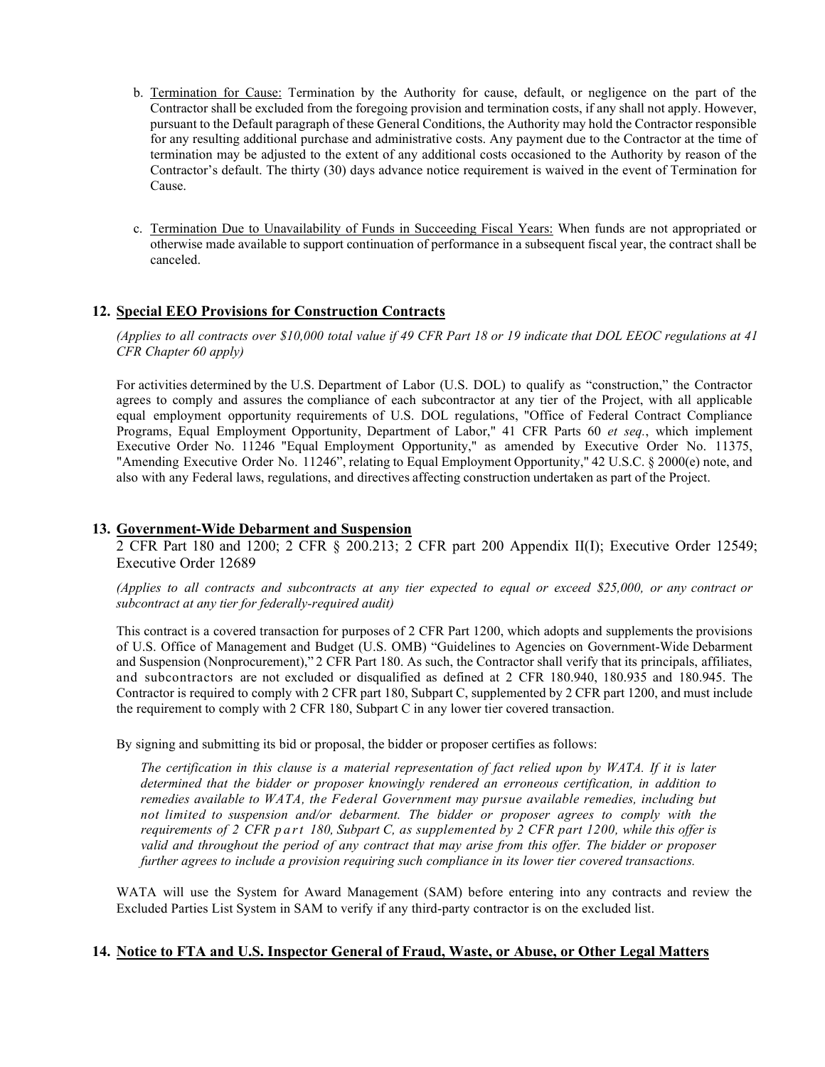b. Termination for Cause: Termination by the Authority for cause, default, or negligence on the part of the Contractor shall be excluded from the foregoing provision and termination costs, if any shall not apply. However, pursuant to the Default paragraph of these General Conditions, the Authority may hold the Contractor responsible for any resulting additional purchase and administrative costs. Any payment due to the Contractor at the time of termination may be adjusted to the extent of any additional costs occasioned to the Authority by reason of the Contractor's default. The thirty (30) days advance notice requirement is waived in the event of Termination for Cause.

c. Termination Due to Unavailability of Funds in Succeeding Fiscal Years: When funds are not appropriated or otherwise made available to support continuation of performance in a subsequent fiscal year, the contract shall be canceled.

## 12. Special EEO Provisions for Construction Contracts

*(Applies to all contracts over $10,000 total value if 49 CFR Part 18 or 19 indicate that DOL EEOC regulations at 41 CFR Chapter 60 apply)*

For activities determined by the U.S. Department of Labor (U.S. DOL) to qualify as "construction," the Contractor agrees to comply and assures the compliance of each subcontractor at any tier of the Project, with all applicable equal employment opportunity requirements of U.S. DOL regulations, "Office of Federal Contract Compliance Programs, Equal Employment Opportunity, Department of Labor," 41 CFR Parts 60 *et seq.*, which implement Executive Order No. 11246 "Equal Employment Opportunity," as amended by Executive Order No. 11375, "Amending Executive Order No. 11246", relating to Equal Employment Opportunity," 42 U.S.C. § 2000(e) note, and also with any Federal laws, regulations, and directives affecting construction undertaken as part of the Project.

## 13. Government-Wide Debarment and Suspension

2 CFR Part 180 and 1200; 2 CFR § 200.213; 2 CFR part 200 Appendix II(I); Executive Order 12549; Executive Order 12689

*(Applies to all contracts and subcontracts at any tier expected to equal or exceed $25,000, or any contract or subcontract at any tier for federally-required audit)*

This contract is a covered transaction for purposes of 2 CFR Part 1200, which adopts and supplements the provisions of U.S. Office of Management and Budget (U.S. OMB) "Guidelines to Agencies on Government-Wide Debarment and Suspension (Nonprocurement)," 2 CFR Part 180. As such, the Contractor shall verify that its principals, affiliates, and subcontractors are not excluded or disqualified as defined at 2 CFR 180.940, 180.935 and 180.945. The Contractor is required to comply with 2 CFR part 180, Subpart C, supplemented by 2 CFR part 1200, and must include the requirement to comply with 2 CFR 180, Subpart C in any lower tier covered transaction.

By signing and submitting its bid or proposal, the bidder or proposer certifies as follows:

*The certification in this clause is a material representation of fact relied upon by WATA. If it is later determined that the bidder or proposer knowingly rendered an erroneous certification, in addition to remedies available to WATA, the Federal Government may pursue available remedies, including but not limited to suspension and/or debarment. The bidder or proposer agrees to comply with the requirements of 2 CFR part 180, Subpart C, as supplemented by 2 CFR part 1200, while this offer is valid and throughout the period of any contract that may arise from this offer. The bidder or proposer further agrees to include a provision requiring such compliance in its lower tier covered transactions.*

WATA will use the System for Award Management (SAM) before entering into any contracts and review the Excluded Parties List System in SAM to verify if any third-party contractor is on the excluded list.

## 14. Notice to FTA and U.S. Inspector General of Fraud, Waste, or Abuse, or Other Legal Matters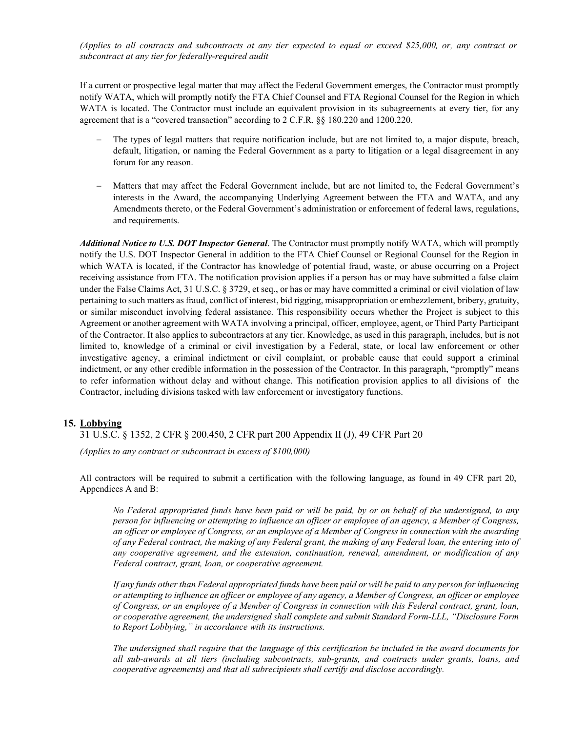*(Applies to all contracts and subcontracts at any tier expected to equal or exceed $25,000, or, any contract or subcontract at any tier for federally-required audit*

If a current or prospective legal matter that may affect the Federal Government emerges, the Contractor must promptly notify WATA, which will promptly notify the FTA Chief Counsel and FTA Regional Counsel for the Region in which WATA is located. The Contractor must include an equivalent provision in its subagreements at every tier, for any agreement that is a "covered transaction" according to 2 C.F.R. §§ 180.220 and 1200.220.

- The types of legal matters that require notification include, but are not limited to, a major dispute, breach, default, litigation, or naming the Federal Government as a party to litigation or a legal disagreement in any forum for any reason.
- Matters that may affect the Federal Government include, but are not limited to, the Federal Government's interests in the Award, the accompanying Underlying Agreement between the FTA and WATA, and any Amendments thereto, or the Federal Government's administration or enforcement of federal laws, regulations, and requirements.

***Additional Notice to U.S. DOT Inspector General***. The Contractor must promptly notify WATA, which will promptly notify the U.S. DOT Inspector General in addition to the FTA Chief Counsel or Regional Counsel for the Region in which WATA is located, if the Contractor has knowledge of potential fraud, waste, or abuse occurring on a Project receiving assistance from FTA. The notification provision applies if a person has or may have submitted a false claim under the False Claims Act, 31 U.S.C. § 3729, et seq., or has or may have committed a criminal or civil violation of law pertaining to such matters as fraud, conflict of interest, bid rigging, misappropriation or embezzlement, bribery, gratuity, or similar misconduct involving federal assistance. This responsibility occurs whether the Project is subject to this Agreement or another agreement with WATA involving a principal, officer, employee, agent, or Third Party Participant of the Contractor. It also applies to subcontractors at any tier. Knowledge, as used in this paragraph, includes, but is not limited to, knowledge of a criminal or civil investigation by a Federal, state, or local law enforcement or other investigative agency, a criminal indictment or civil complaint, or probable cause that could support a criminal indictment, or any other credible information in the possession of the Contractor. In this paragraph, "promptly" means to refer information without delay and without change. This notification provision applies to all divisions of the Contractor, including divisions tasked with law enforcement or investigatory functions.

## 15. Lobbying

31 U.S.C. § 1352, 2 CFR § 200.450, 2 CFR part 200 Appendix II (J), 49 CFR Part 20

*(Applies to any contract or subcontract in excess of $100,000)*

All contractors will be required to submit a certification with the following language, as found in 49 CFR part 20, Appendices A and B:

> *No Federal appropriated funds have been paid or will be paid, by or on behalf of the undersigned, to any person for influencing or attempting to influence an officer or employee of an agency, a Member of Congress, an officer or employee of Congress, or an employee of a Member of Congress in connection with the awarding of any Federal contract, the making of any Federal grant, the making of any Federal loan, the entering into of any cooperative agreement, and the extension, continuation, renewal, amendment, or modification of any Federal contract, grant, loan, or cooperative agreement.*
>
> *If any funds other than Federal appropriated funds have been paid or will be paid to any person for influencing or attempting to influence an officer or employee of any agency, a Member of Congress, an officer or employee of Congress, or an employee of a Member of Congress in connection with this Federal contract, grant, loan, or cooperative agreement, the undersigned shall complete and submit Standard Form-LLL, "Disclosure Form to Report Lobbying," in accordance with its instructions.*
>
> *The undersigned shall require that the language of this certification be included in the award documents for all sub-awards at all tiers (including subcontracts, sub-grants, and contracts under grants, loans, and cooperative agreements) and that all subrecipients shall certify and disclose accordingly.*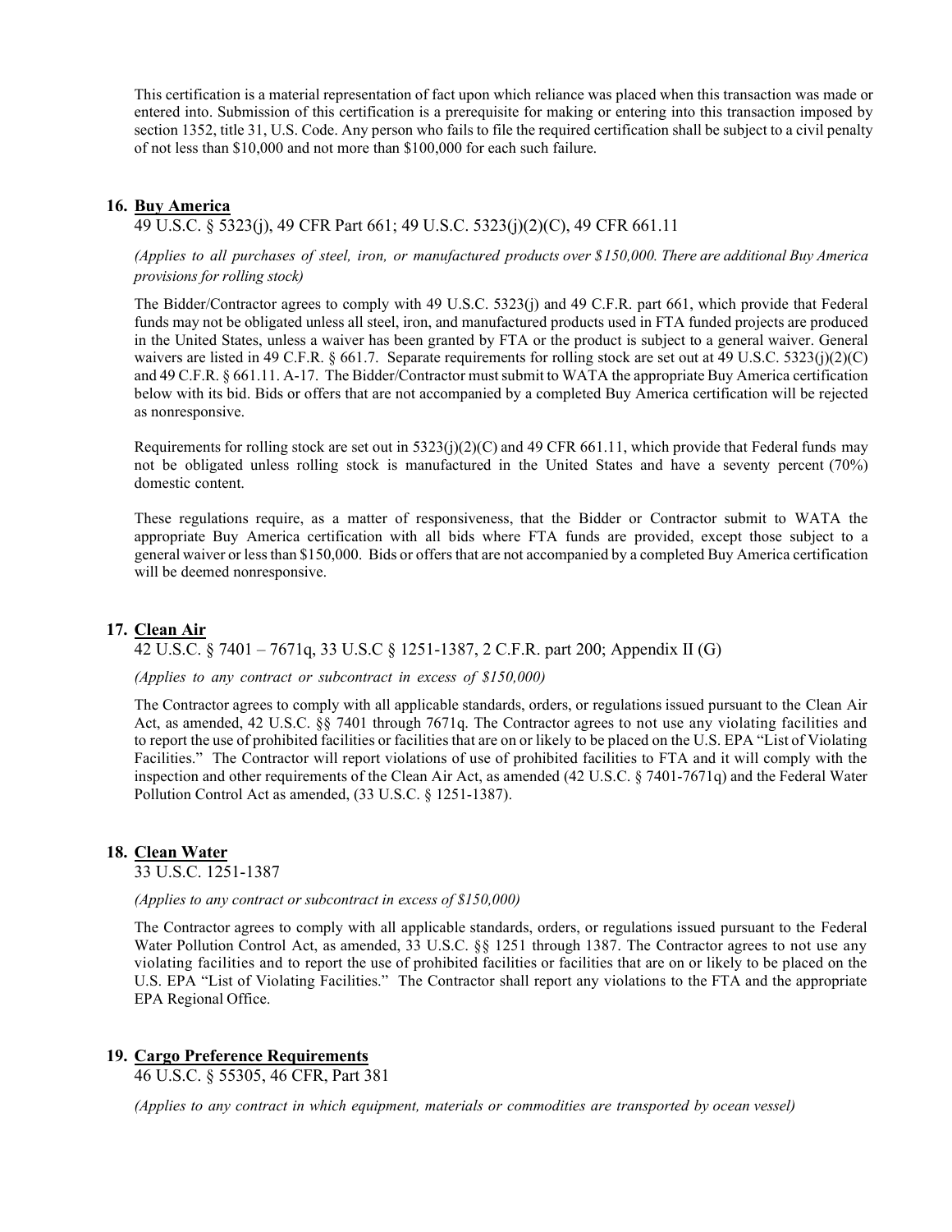This certification is a material representation of fact upon which reliance was placed when this transaction was made or entered into. Submission of this certification is a prerequisite for making or entering into this transaction imposed by section 1352, title 31, U.S. Code. Any person who fails to file the required certification shall be subject to a civil penalty of not less than $10,000 and not more than $100,000 for each such failure.

## 16. Buy America

49 U.S.C. § 5323(j), 49 CFR Part 661; 49 U.S.C. 5323(j)(2)(C), 49 CFR 661.11

*(Applies to all purchases of steel, iron, or manufactured products over $150,000. There are additional Buy America provisions for rolling stock)*

The Bidder/Contractor agrees to comply with 49 U.S.C. 5323(j) and 49 C.F.R. part 661, which provide that Federal funds may not be obligated unless all steel, iron, and manufactured products used in FTA funded projects are produced in the United States, unless a waiver has been granted by FTA or the product is subject to a general waiver. General waivers are listed in 49 C.F.R. § 661.7. Separate requirements for rolling stock are set out at 49 U.S.C. 5323(j)(2)(C) and 49 C.F.R. § 661.11. A-17. The Bidder/Contractor must submit to WATA the appropriate Buy America certification below with its bid. Bids or offers that are not accompanied by a completed Buy America certification will be rejected as nonresponsive.

Requirements for rolling stock are set out in 5323(j)(2)(C) and 49 CFR 661.11, which provide that Federal funds may not be obligated unless rolling stock is manufactured in the United States and have a seventy percent (70%) domestic content.

These regulations require, as a matter of responsiveness, that the Bidder or Contractor submit to WATA the appropriate Buy America certification with all bids where FTA funds are provided, except those subject to a general waiver or less than $150,000. Bids or offers that are not accompanied by a completed Buy America certification will be deemed nonresponsive.

## 17. Clean Air

42 U.S.C. § 7401 – 7671q, 33 U.S.C § 1251-1387, 2 C.F.R. part 200; Appendix II (G)

*(Applies to any contract or subcontract in excess of $150,000)*

The Contractor agrees to comply with all applicable standards, orders, or regulations issued pursuant to the Clean Air Act, as amended, 42 U.S.C. §§ 7401 through 7671q. The Contractor agrees to not use any violating facilities and to report the use of prohibited facilities or facilities that are on or likely to be placed on the U.S. EPA "List of Violating Facilities." The Contractor will report violations of use of prohibited facilities to FTA and it will comply with the inspection and other requirements of the Clean Air Act, as amended (42 U.S.C. § 7401-7671q) and the Federal Water Pollution Control Act as amended, (33 U.S.C. § 1251-1387).

## 18. Clean Water

33 U.S.C. 1251-1387

*(Applies to any contract or subcontract in excess of $150,000)*

The Contractor agrees to comply with all applicable standards, orders, or regulations issued pursuant to the Federal Water Pollution Control Act, as amended, 33 U.S.C. §§ 1251 through 1387. The Contractor agrees to not use any violating facilities and to report the use of prohibited facilities or facilities that are on or likely to be placed on the U.S. EPA "List of Violating Facilities." The Contractor shall report any violations to the FTA and the appropriate EPA Regional Office.

## 19. Cargo Preference Requirements

46 U.S.C. § 55305, 46 CFR, Part 381

*(Applies to any contract in which equipment, materials or commodities are transported by ocean vessel)*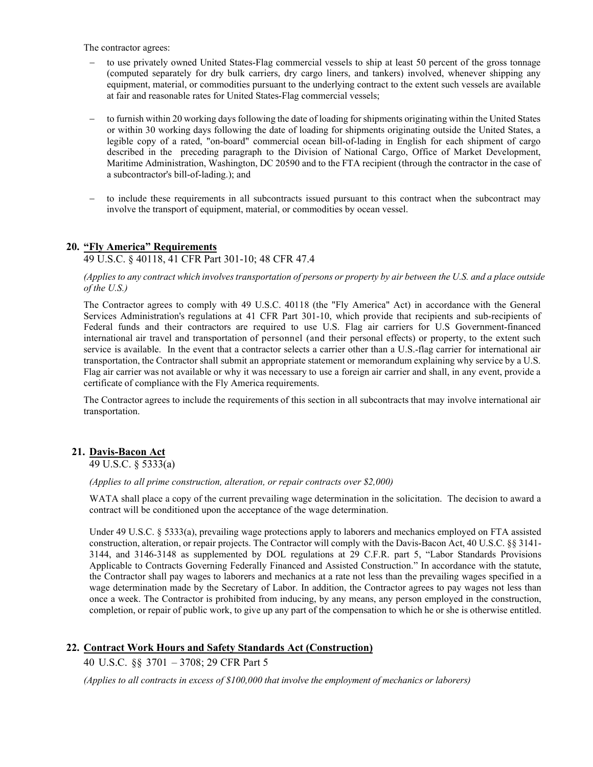The contractor agrees:

- to use privately owned United States-Flag commercial vessels to ship at least 50 percent of the gross tonnage (computed separately for dry bulk carriers, dry cargo liners, and tankers) involved, whenever shipping any equipment, material, or commodities pursuant to the underlying contract to the extent such vessels are available at fair and reasonable rates for United States-Flag commercial vessels;

- to furnish within 20 working days following the date of loading for shipments originating within the United States or within 30 working days following the date of loading for shipments originating outside the United States, a legible copy of a rated, "on-board" commercial ocean bill-of-lading in English for each shipment of cargo described in the preceding paragraph to the Division of National Cargo, Office of Market Development, Maritime Administration, Washington, DC 20590 and to the FTA recipient (through the contractor in the case of a subcontractor's bill-of-lading.); and

- to include these requirements in all subcontracts issued pursuant to this contract when the subcontract may involve the transport of equipment, material, or commodities by ocean vessel.

## 20. "Fly America" Requirements

49 U.S.C. § 40118, 41 CFR Part 301-10; 48 CFR 47.4

*(Applies to any contract which involves transportation of persons or property by air between the U.S. and a place outside of the U.S.)*

The Contractor agrees to comply with 49 U.S.C. 40118 (the "Fly America" Act) in accordance with the General Services Administration's regulations at 41 CFR Part 301-10, which provide that recipients and sub-recipients of Federal funds and their contractors are required to use U.S. Flag air carriers for U.S Government-financed international air travel and transportation of personnel (and their personal effects) or property, to the extent such service is available. In the event that a contractor selects a carrier other than a U.S.-flag carrier for international air transportation, the Contractor shall submit an appropriate statement or memorandum explaining why service by a U.S. Flag air carrier was not available or why it was necessary to use a foreign air carrier and shall, in any event, provide a certificate of compliance with the Fly America requirements.

The Contractor agrees to include the requirements of this section in all subcontracts that may involve international air transportation.

## 21. Davis-Bacon Act

49 U.S.C. § 5333(a)

*(Applies to all prime construction, alteration, or repair contracts over $2,000)*

WATA shall place a copy of the current prevailing wage determination in the solicitation. The decision to award a contract will be conditioned upon the acceptance of the wage determination.

Under 49 U.S.C. § 5333(a), prevailing wage protections apply to laborers and mechanics employed on FTA assisted construction, alteration, or repair projects. The Contractor will comply with the Davis-Bacon Act, 40 U.S.C. §§ 3141-3144, and 3146-3148 as supplemented by DOL regulations at 29 C.F.R. part 5, "Labor Standards Provisions Applicable to Contracts Governing Federally Financed and Assisted Construction." In accordance with the statute, the Contractor shall pay wages to laborers and mechanics at a rate not less than the prevailing wages specified in a wage determination made by the Secretary of Labor. In addition, the Contractor agrees to pay wages not less than once a week. The Contractor is prohibited from inducing, by any means, any person employed in the construction, completion, or repair of public work, to give up any part of the compensation to which he or she is otherwise entitled.

## 22. Contract Work Hours and Safety Standards Act (Construction)

40 U.S.C. §§ 3701 – 3708; 29 CFR Part 5

*(Applies to all contracts in excess of $100,000 that involve the employment of mechanics or laborers)*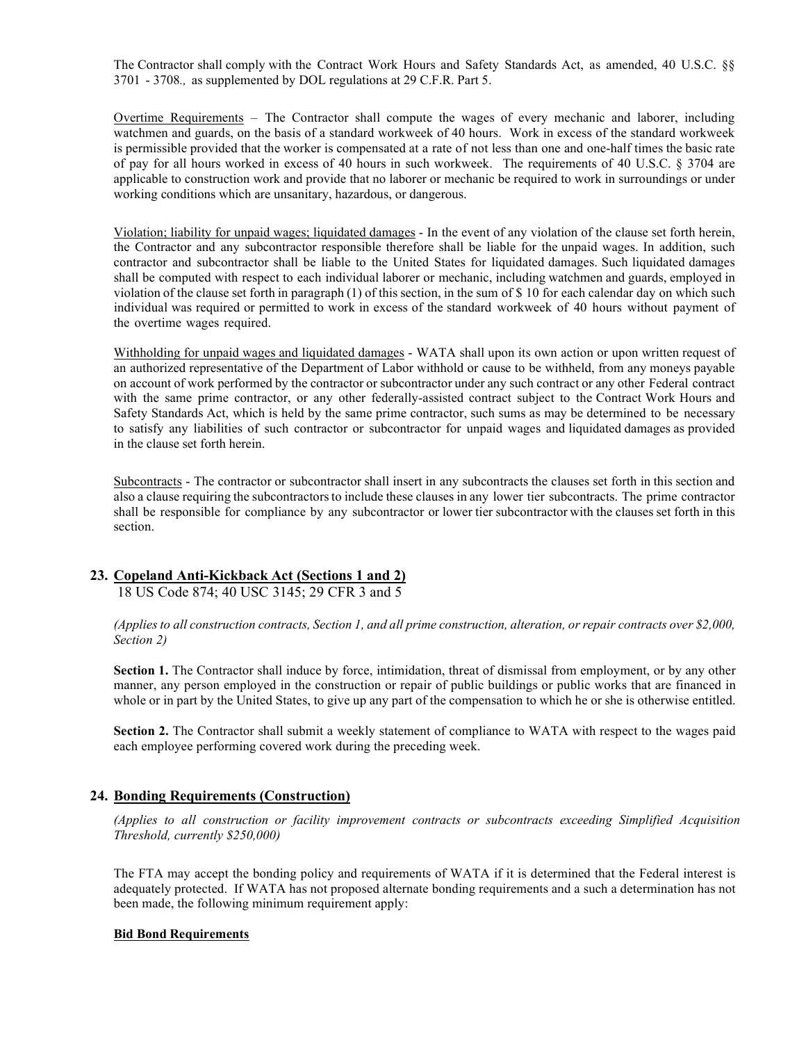The Contractor shall comply with the Contract Work Hours and Safety Standards Act, as amended, 40 U.S.C. §§ 3701 - 3708., as supplemented by DOL regulations at 29 C.F.R. Part 5.

Overtime Requirements – The Contractor shall compute the wages of every mechanic and laborer, including watchmen and guards, on the basis of a standard workweek of 40 hours. Work in excess of the standard workweek is permissible provided that the worker is compensated at a rate of not less than one and one-half times the basic rate of pay for all hours worked in excess of 40 hours in such workweek. The requirements of 40 U.S.C. § 3704 are applicable to construction work and provide that no laborer or mechanic be required to work in surroundings or under working conditions which are unsanitary, hazardous, or dangerous.

Violation; liability for unpaid wages; liquidated damages - In the event of any violation of the clause set forth herein, the Contractor and any subcontractor responsible therefore shall be liable for the unpaid wages. In addition, such contractor and subcontractor shall be liable to the United States for liquidated damages. Such liquidated damages shall be computed with respect to each individual laborer or mechanic, including watchmen and guards, employed in violation of the clause set forth in paragraph (1) of this section, in the sum of $ 10 for each calendar day on which such individual was required or permitted to work in excess of the standard workweek of 40 hours without payment of the overtime wages required.

Withholding for unpaid wages and liquidated damages - WATA shall upon its own action or upon written request of an authorized representative of the Department of Labor withhold or cause to be withheld, from any moneys payable on account of work performed by the contractor or subcontractor under any such contract or any other Federal contract with the same prime contractor, or any other federally-assisted contract subject to the Contract Work Hours and Safety Standards Act, which is held by the same prime contractor, such sums as may be determined to be necessary to satisfy any liabilities of such contractor or subcontractor for unpaid wages and liquidated damages as provided in the clause set forth herein.

Subcontracts - The contractor or subcontractor shall insert in any subcontracts the clauses set forth in this section and also a clause requiring the subcontractors to include these clauses in any lower tier subcontracts. The prime contractor shall be responsible for compliance by any subcontractor or lower tier subcontractor with the clauses set forth in this section.

## 23. Copeland Anti-Kickback Act (Sections 1 and 2)

18 US Code 874; 40 USC 3145; 29 CFR 3 and 5

*(Applies to all construction contracts, Section 1, and all prime construction, alteration, or repair contracts over $2,000, Section 2)*

**Section 1.** The Contractor shall induce by force, intimidation, threat of dismissal from employment, or by any other manner, any person employed in the construction or repair of public buildings or public works that are financed in whole or in part by the United States, to give up any part of the compensation to which he or she is otherwise entitled.

**Section 2.** The Contractor shall submit a weekly statement of compliance to WATA with respect to the wages paid each employee performing covered work during the preceding week.

## 24. Bonding Requirements (Construction)

*(Applies to all construction or facility improvement contracts or subcontracts exceeding Simplified Acquisition Threshold, currently $250,000)*

The FTA may accept the bonding policy and requirements of WATA if it is determined that the Federal interest is adequately protected. If WATA has not proposed alternate bonding requirements and a such a determination has not been made, the following minimum requirement apply:

**Bid Bond Requirements**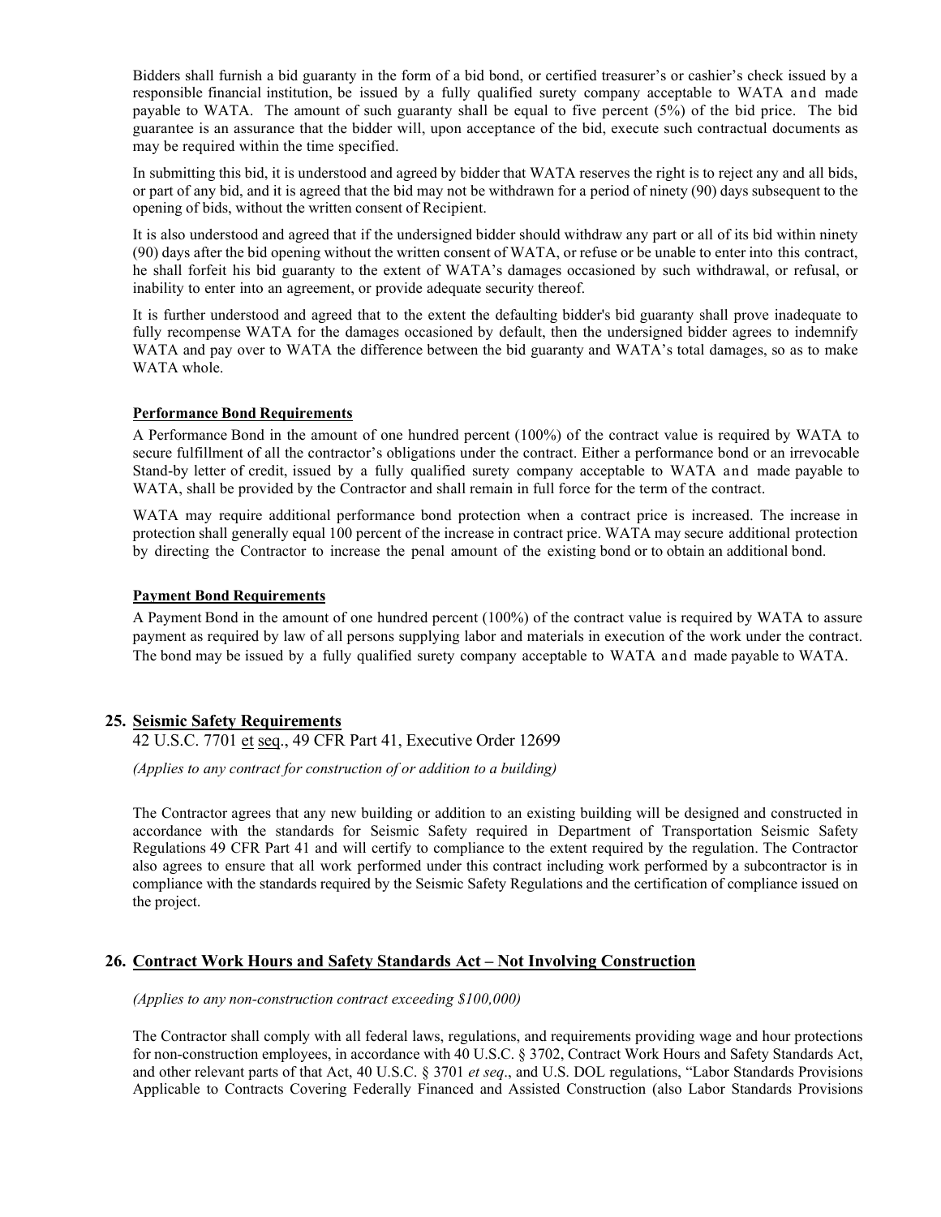Bidders shall furnish a bid guaranty in the form of a bid bond, or certified treasurer's or cashier's check issued by a responsible financial institution, be issued by a fully qualified surety company acceptable to WATA and made payable to WATA. The amount of such guaranty shall be equal to five percent (5%) of the bid price. The bid guarantee is an assurance that the bidder will, upon acceptance of the bid, execute such contractual documents as may be required within the time specified.

In submitting this bid, it is understood and agreed by bidder that WATA reserves the right is to reject any and all bids, or part of any bid, and it is agreed that the bid may not be withdrawn for a period of ninety (90) days subsequent to the opening of bids, without the written consent of Recipient.

It is also understood and agreed that if the undersigned bidder should withdraw any part or all of its bid within ninety (90) days after the bid opening without the written consent of WATA, or refuse or be unable to enter into this contract, he shall forfeit his bid guaranty to the extent of WATA's damages occasioned by such withdrawal, or refusal, or inability to enter into an agreement, or provide adequate security thereof.

It is further understood and agreed that to the extent the defaulting bidder's bid guaranty shall prove inadequate to fully recompense WATA for the damages occasioned by default, then the undersigned bidder agrees to indemnify WATA and pay over to WATA the difference between the bid guaranty and WATA's total damages, so as to make WATA whole.

**Performance Bond Requirements**

A Performance Bond in the amount of one hundred percent (100%) of the contract value is required by WATA to secure fulfillment of all the contractor's obligations under the contract. Either a performance bond or an irrevocable Stand-by letter of credit, issued by a fully qualified surety company acceptable to WATA and made payable to WATA, shall be provided by the Contractor and shall remain in full force for the term of the contract.

WATA may require additional performance bond protection when a contract price is increased. The increase in protection shall generally equal 100 percent of the increase in contract price. WATA may secure additional protection by directing the Contractor to increase the penal amount of the existing bond or to obtain an additional bond.

**Payment Bond Requirements**

A Payment Bond in the amount of one hundred percent (100%) of the contract value is required by WATA to assure payment as required by law of all persons supplying labor and materials in execution of the work under the contract. The bond may be issued by a fully qualified surety company acceptable to WATA and made payable to WATA.

## 25. Seismic Safety Requirements

42 U.S.C. 7701 et seq., 49 CFR Part 41, Executive Order 12699

*(Applies to any contract for construction of or addition to a building)*

The Contractor agrees that any new building or addition to an existing building will be designed and constructed in accordance with the standards for Seismic Safety required in Department of Transportation Seismic Safety Regulations 49 CFR Part 41 and will certify to compliance to the extent required by the regulation. The Contractor also agrees to ensure that all work performed under this contract including work performed by a subcontractor is in compliance with the standards required by the Seismic Safety Regulations and the certification of compliance issued on the project.

## 26. Contract Work Hours and Safety Standards Act – Not Involving Construction

*(Applies to any non-construction contract exceeding $100,000)*

The Contractor shall comply with all federal laws, regulations, and requirements providing wage and hour protections for non-construction employees, in accordance with 40 U.S.C. § 3702, Contract Work Hours and Safety Standards Act, and other relevant parts of that Act, 40 U.S.C. § 3701 *et seq*., and U.S. DOL regulations, "Labor Standards Provisions Applicable to Contracts Covering Federally Financed and Assisted Construction (also Labor Standards Provisions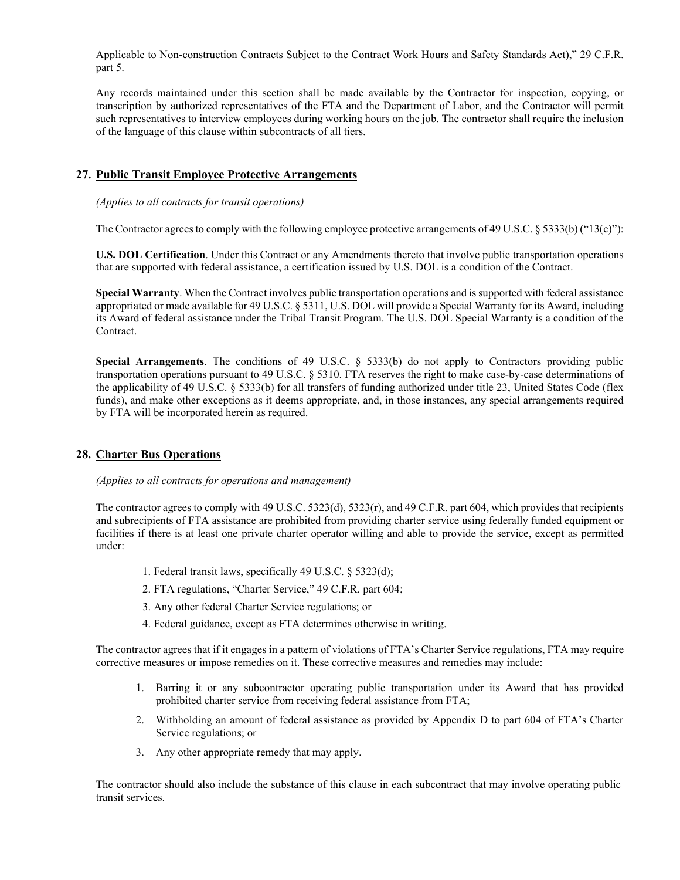Applicable to Non-construction Contracts Subject to the Contract Work Hours and Safety Standards Act)," 29 C.F.R. part 5.

Any records maintained under this section shall be made available by the Contractor for inspection, copying, or transcription by authorized representatives of the FTA and the Department of Labor, and the Contractor will permit such representatives to interview employees during working hours on the job. The contractor shall require the inclusion of the language of this clause within subcontracts of all tiers.

## 27. Public Transit Employee Protective Arrangements

*(Applies to all contracts for transit operations)*

The Contractor agrees to comply with the following employee protective arrangements of 49 U.S.C. § 5333(b) ("13(c)"):

**U.S. DOL Certification**. Under this Contract or any Amendments thereto that involve public transportation operations that are supported with federal assistance, a certification issued by U.S. DOL is a condition of the Contract.

**Special Warranty**. When the Contract involves public transportation operations and is supported with federal assistance appropriated or made available for 49 U.S.C. § 5311, U.S. DOL will provide a Special Warranty for its Award, including its Award of federal assistance under the Tribal Transit Program. The U.S. DOL Special Warranty is a condition of the Contract.

**Special Arrangements**. The conditions of 49 U.S.C. § 5333(b) do not apply to Contractors providing public transportation operations pursuant to 49 U.S.C. § 5310. FTA reserves the right to make case-by-case determinations of the applicability of 49 U.S.C. § 5333(b) for all transfers of funding authorized under title 23, United States Code (flex funds), and make other exceptions as it deems appropriate, and, in those instances, any special arrangements required by FTA will be incorporated herein as required.

## 28. Charter Bus Operations

*(Applies to all contracts for operations and management)*

The contractor agrees to comply with 49 U.S.C. 5323(d), 5323(r), and 49 C.F.R. part 604, which provides that recipients and subrecipients of FTA assistance are prohibited from providing charter service using federally funded equipment or facilities if there is at least one private charter operator willing and able to provide the service, except as permitted under:

1. Federal transit laws, specifically 49 U.S.C. § 5323(d);
2. FTA regulations, "Charter Service," 49 C.F.R. part 604;
3. Any other federal Charter Service regulations; or
4. Federal guidance, except as FTA determines otherwise in writing.

The contractor agrees that if it engages in a pattern of violations of FTA's Charter Service regulations, FTA may require corrective measures or impose remedies on it. These corrective measures and remedies may include:

1. Barring it or any subcontractor operating public transportation under its Award that has provided prohibited charter service from receiving federal assistance from FTA;
2. Withholding an amount of federal assistance as provided by Appendix D to part 604 of FTA's Charter Service regulations; or
3. Any other appropriate remedy that may apply.

The contractor should also include the substance of this clause in each subcontract that may involve operating public transit services.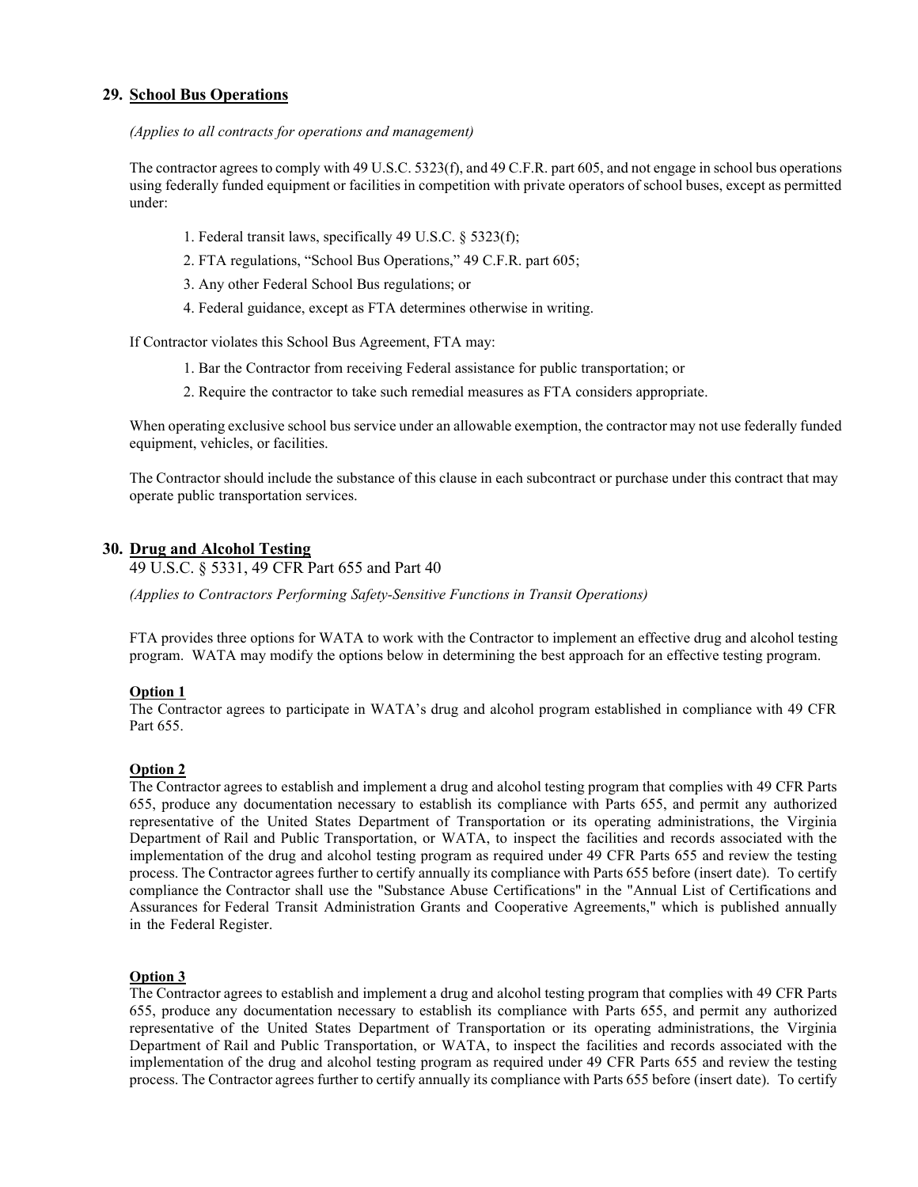## 29. <u>School Bus Operations</u>

*(Applies to all contracts for operations and management)*

The contractor agrees to comply with 49 U.S.C. 5323(f), and 49 C.F.R. part 605, and not engage in school bus operations using federally funded equipment or facilities in competition with private operators of school buses, except as permitted under:

1. Federal transit laws, specifically 49 U.S.C. § 5323(f);
2. FTA regulations, "School Bus Operations," 49 C.F.R. part 605;
3. Any other Federal School Bus regulations; or
4. Federal guidance, except as FTA determines otherwise in writing.

If Contractor violates this School Bus Agreement, FTA may:

1. Bar the Contractor from receiving Federal assistance for public transportation; or
2. Require the contractor to take such remedial measures as FTA considers appropriate.

When operating exclusive school bus service under an allowable exemption, the contractor may not use federally funded equipment, vehicles, or facilities.

The Contractor should include the substance of this clause in each subcontract or purchase under this contract that may operate public transportation services.

## 30. <u>Drug and Alcohol Testing</u>

49 U.S.C. § 5331, 49 CFR Part 655 and Part 40

*(Applies to Contractors Performing Safety-Sensitive Functions in Transit Operations)*

FTA provides three options for WATA to work with the Contractor to implement an effective drug and alcohol testing program. WATA may modify the options below in determining the best approach for an effective testing program.

**<u>Option 1</u>**

The Contractor agrees to participate in WATA's drug and alcohol program established in compliance with 49 CFR Part 655.

**<u>Option 2</u>**

The Contractor agrees to establish and implement a drug and alcohol testing program that complies with 49 CFR Parts 655, produce any documentation necessary to establish its compliance with Parts 655, and permit any authorized representative of the United States Department of Transportation or its operating administrations, the Virginia Department of Rail and Public Transportation, or WATA, to inspect the facilities and records associated with the implementation of the drug and alcohol testing program as required under 49 CFR Parts 655 and review the testing process. The Contractor agrees further to certify annually its compliance with Parts 655 before (insert date). To certify compliance the Contractor shall use the "Substance Abuse Certifications" in the "Annual List of Certifications and Assurances for Federal Transit Administration Grants and Cooperative Agreements," which is published annually in the Federal Register.

**<u>Option 3</u>**

The Contractor agrees to establish and implement a drug and alcohol testing program that complies with 49 CFR Parts 655, produce any documentation necessary to establish its compliance with Parts 655, and permit any authorized representative of the United States Department of Transportation or its operating administrations, the Virginia Department of Rail and Public Transportation, or WATA, to inspect the facilities and records associated with the implementation of the drug and alcohol testing program as required under 49 CFR Parts 655 and review the testing process. The Contractor agrees further to certify annually its compliance with Parts 655 before (insert date). To certify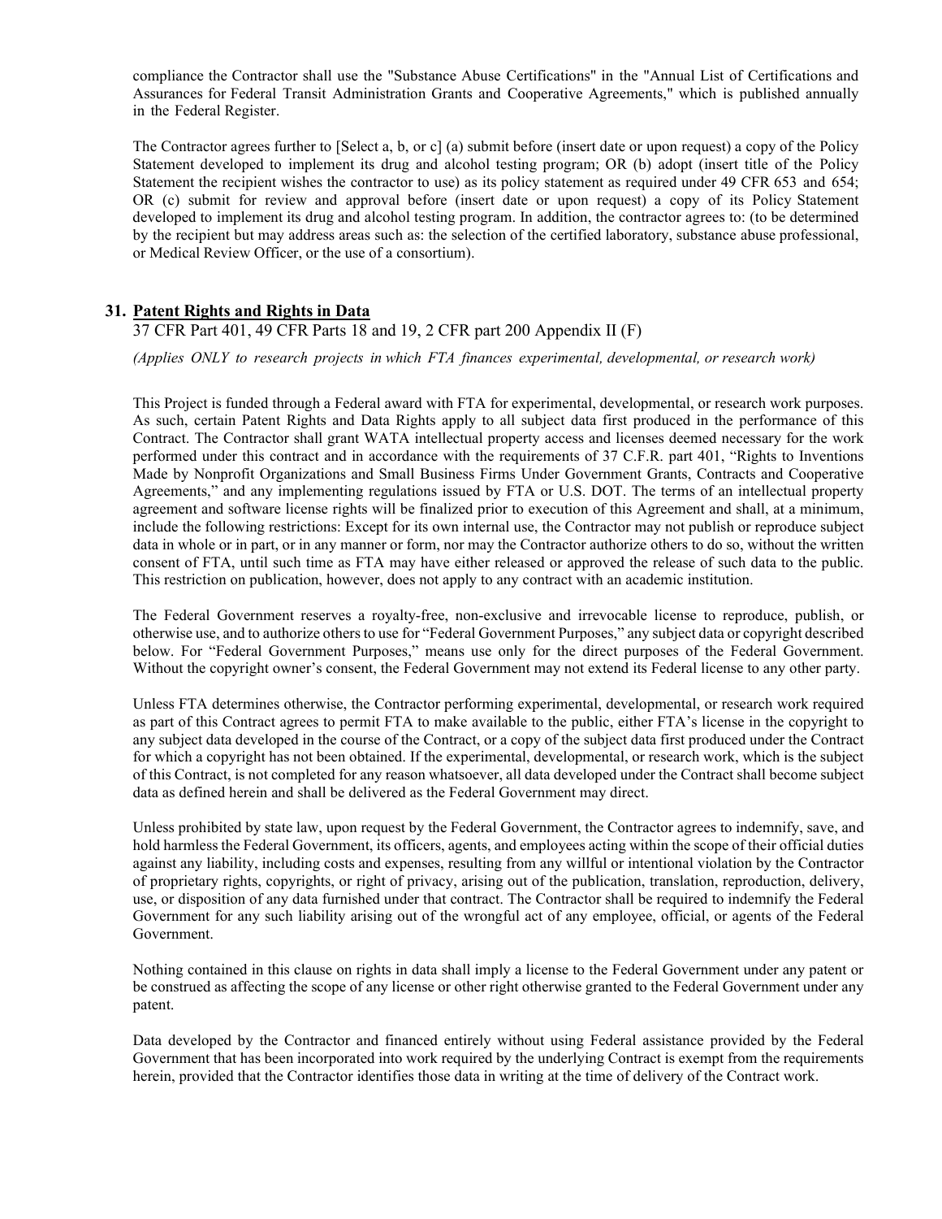compliance the Contractor shall use the "Substance Abuse Certifications" in the "Annual List of Certifications and Assurances for Federal Transit Administration Grants and Cooperative Agreements," which is published annually in the Federal Register.

The Contractor agrees further to [Select a, b, or c] (a) submit before (insert date or upon request) a copy of the Policy Statement developed to implement its drug and alcohol testing program; OR (b) adopt (insert title of the Policy Statement the recipient wishes the contractor to use) as its policy statement as required under 49 CFR 653 and 654; OR (c) submit for review and approval before (insert date or upon request) a copy of its Policy Statement developed to implement its drug and alcohol testing program. In addition, the contractor agrees to: (to be determined by the recipient but may address areas such as: the selection of the certified laboratory, substance abuse professional, or Medical Review Officer, or the use of a consortium).

## 31. Patent Rights and Rights in Data

37 CFR Part 401, 49 CFR Parts 18 and 19, 2 CFR part 200 Appendix II (F)

*(Applies ONLY to research projects in which FTA finances experimental, developmental, or research work)*

This Project is funded through a Federal award with FTA for experimental, developmental, or research work purposes. As such, certain Patent Rights and Data Rights apply to all subject data first produced in the performance of this Contract. The Contractor shall grant WATA intellectual property access and licenses deemed necessary for the work performed under this contract and in accordance with the requirements of 37 C.F.R. part 401, "Rights to Inventions Made by Nonprofit Organizations and Small Business Firms Under Government Grants, Contracts and Cooperative Agreements," and any implementing regulations issued by FTA or U.S. DOT. The terms of an intellectual property agreement and software license rights will be finalized prior to execution of this Agreement and shall, at a minimum, include the following restrictions: Except for its own internal use, the Contractor may not publish or reproduce subject data in whole or in part, or in any manner or form, nor may the Contractor authorize others to do so, without the written consent of FTA, until such time as FTA may have either released or approved the release of such data to the public. This restriction on publication, however, does not apply to any contract with an academic institution.

The Federal Government reserves a royalty-free, non-exclusive and irrevocable license to reproduce, publish, or otherwise use, and to authorize others to use for "Federal Government Purposes," any subject data or copyright described below. For "Federal Government Purposes," means use only for the direct purposes of the Federal Government. Without the copyright owner's consent, the Federal Government may not extend its Federal license to any other party.

Unless FTA determines otherwise, the Contractor performing experimental, developmental, or research work required as part of this Contract agrees to permit FTA to make available to the public, either FTA's license in the copyright to any subject data developed in the course of the Contract, or a copy of the subject data first produced under the Contract for which a copyright has not been obtained. If the experimental, developmental, or research work, which is the subject of this Contract, is not completed for any reason whatsoever, all data developed under the Contract shall become subject data as defined herein and shall be delivered as the Federal Government may direct.

Unless prohibited by state law, upon request by the Federal Government, the Contractor agrees to indemnify, save, and hold harmless the Federal Government, its officers, agents, and employees acting within the scope of their official duties against any liability, including costs and expenses, resulting from any willful or intentional violation by the Contractor of proprietary rights, copyrights, or right of privacy, arising out of the publication, translation, reproduction, delivery, use, or disposition of any data furnished under that contract. The Contractor shall be required to indemnify the Federal Government for any such liability arising out of the wrongful act of any employee, official, or agents of the Federal Government.

Nothing contained in this clause on rights in data shall imply a license to the Federal Government under any patent or be construed as affecting the scope of any license or other right otherwise granted to the Federal Government under any patent.

Data developed by the Contractor and financed entirely without using Federal assistance provided by the Federal Government that has been incorporated into work required by the underlying Contract is exempt from the requirements herein, provided that the Contractor identifies those data in writing at the time of delivery of the Contract work.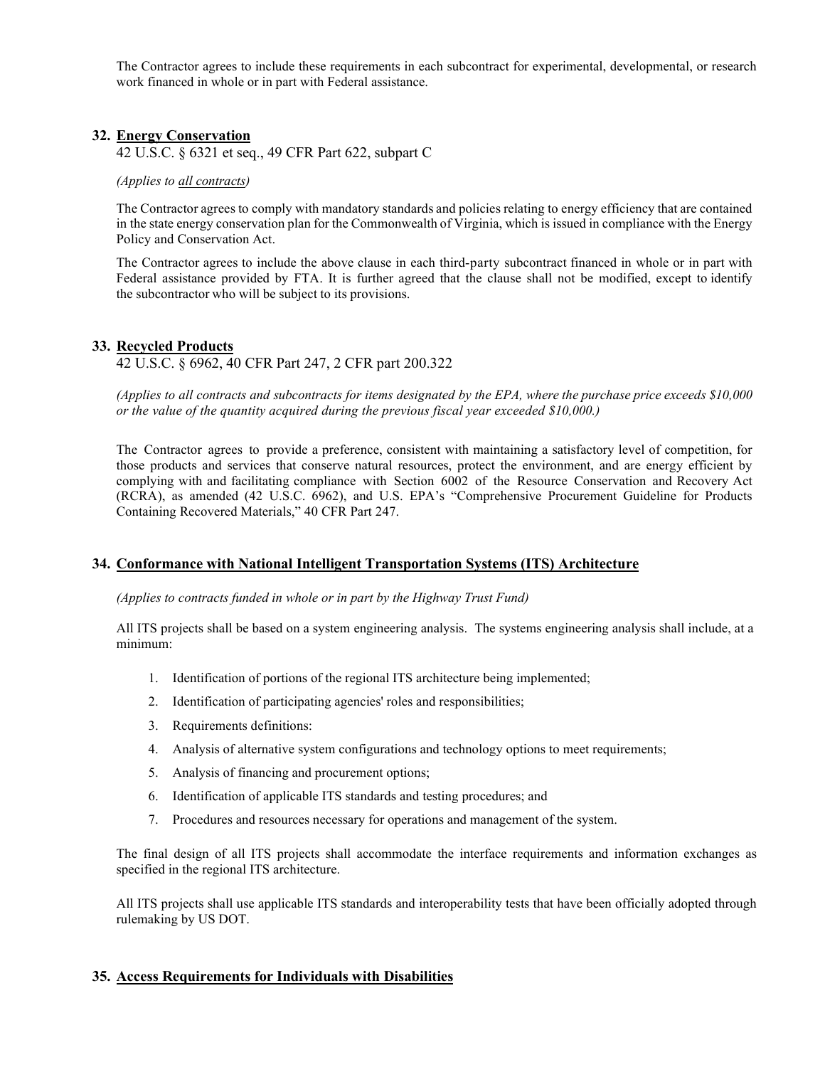The Contractor agrees to include these requirements in each subcontract for experimental, developmental, or research work financed in whole or in part with Federal assistance.

## 32. Energy Conservation

42 U.S.C. § 6321 et seq., 49 CFR Part 622, subpart C

*(Applies to all contracts)*

The Contractor agrees to comply with mandatory standards and policies relating to energy efficiency that are contained in the state energy conservation plan for the Commonwealth of Virginia, which is issued in compliance with the Energy Policy and Conservation Act.

The Contractor agrees to include the above clause in each third-party subcontract financed in whole or in part with Federal assistance provided by FTA. It is further agreed that the clause shall not be modified, except to identify the subcontractor who will be subject to its provisions.

## 33. Recycled Products

42 U.S.C. § 6962, 40 CFR Part 247, 2 CFR part 200.322

*(Applies to all contracts and subcontracts for items designated by the EPA, where the purchase price exceeds $10,000 or the value of the quantity acquired during the previous fiscal year exceeded $10,000.)*

The Contractor agrees to provide a preference, consistent with maintaining a satisfactory level of competition, for those products and services that conserve natural resources, protect the environment, and are energy efficient by complying with and facilitating compliance with Section 6002 of the Resource Conservation and Recovery Act (RCRA), as amended (42 U.S.C. 6962), and U.S. EPA's "Comprehensive Procurement Guideline for Products Containing Recovered Materials," 40 CFR Part 247.

## 34. Conformance with National Intelligent Transportation Systems (ITS) Architecture

*(Applies to contracts funded in whole or in part by the Highway Trust Fund)*

All ITS projects shall be based on a system engineering analysis. The systems engineering analysis shall include, at a minimum:

1. Identification of portions of the regional ITS architecture being implemented;
2. Identification of participating agencies' roles and responsibilities;
3. Requirements definitions:
4. Analysis of alternative system configurations and technology options to meet requirements;
5. Analysis of financing and procurement options;
6. Identification of applicable ITS standards and testing procedures; and
7. Procedures and resources necessary for operations and management of the system.

The final design of all ITS projects shall accommodate the interface requirements and information exchanges as specified in the regional ITS architecture.

All ITS projects shall use applicable ITS standards and interoperability tests that have been officially adopted through rulemaking by US DOT.

## 35. Access Requirements for Individuals with Disabilities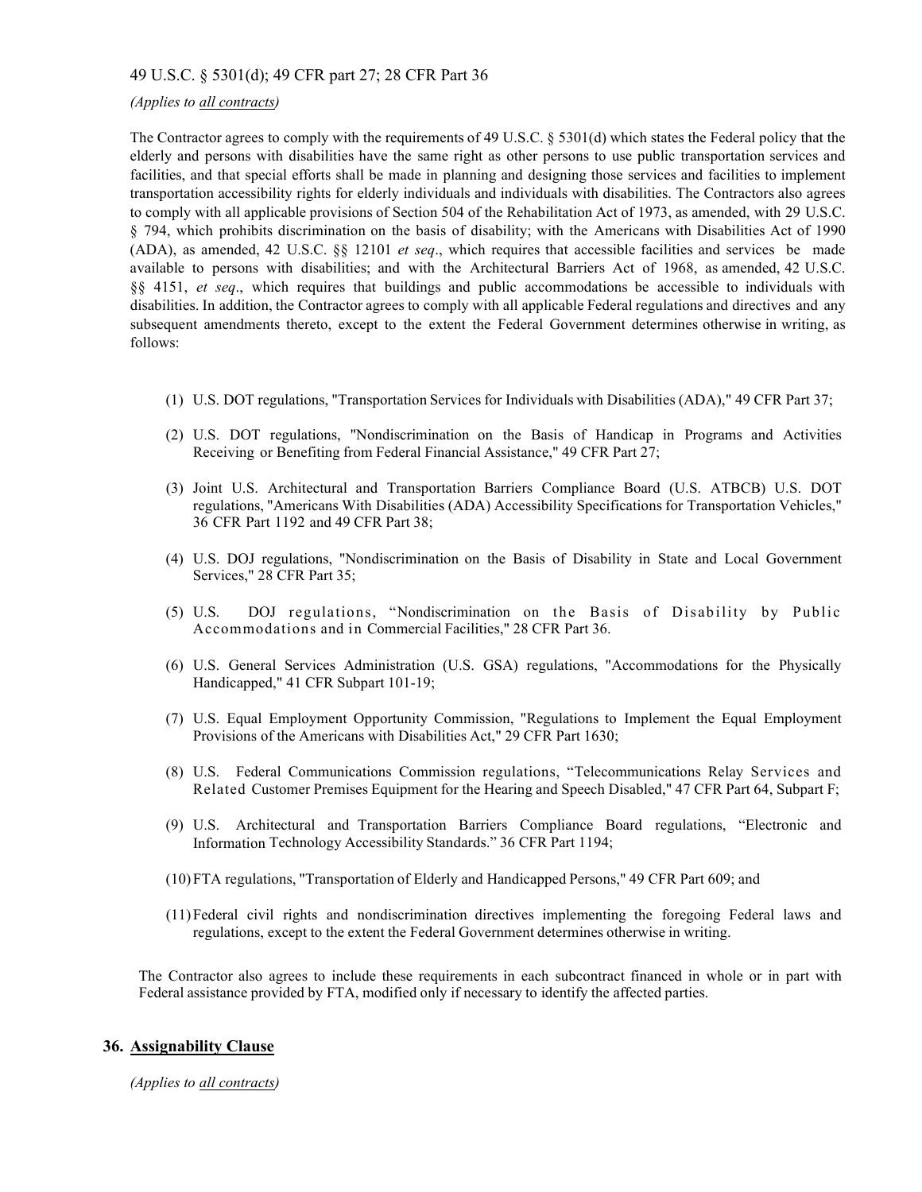49 U.S.C. § 5301(d); 49 CFR part 27; 28 CFR Part 36

*(Applies to all contracts)*

The Contractor agrees to comply with the requirements of 49 U.S.C. § 5301(d) which states the Federal policy that the elderly and persons with disabilities have the same right as other persons to use public transportation services and facilities, and that special efforts shall be made in planning and designing those services and facilities to implement transportation accessibility rights for elderly individuals and individuals with disabilities. The Contractors also agrees to comply with all applicable provisions of Section 504 of the Rehabilitation Act of 1973, as amended, with 29 U.S.C. § 794, which prohibits discrimination on the basis of disability; with the Americans with Disabilities Act of 1990 (ADA), as amended, 42 U.S.C. §§ 12101 *et seq*., which requires that accessible facilities and services be made available to persons with disabilities; and with the Architectural Barriers Act of 1968, as amended, 42 U.S.C. §§ 4151, *et seq*., which requires that buildings and public accommodations be accessible to individuals with disabilities. In addition, the Contractor agrees to comply with all applicable Federal regulations and directives and any subsequent amendments thereto, except to the extent the Federal Government determines otherwise in writing, as follows:

(1) U.S. DOT regulations, "Transportation Services for Individuals with Disabilities (ADA)," 49 CFR Part 37;

(2) U.S. DOT regulations, "Nondiscrimination on the Basis of Handicap in Programs and Activities Receiving or Benefiting from Federal Financial Assistance," 49 CFR Part 27;

(3) Joint U.S. Architectural and Transportation Barriers Compliance Board (U.S. ATBCB) U.S. DOT regulations, "Americans With Disabilities (ADA) Accessibility Specifications for Transportation Vehicles," 36 CFR Part 1192 and 49 CFR Part 38;

(4) U.S. DOJ regulations, "Nondiscrimination on the Basis of Disability in State and Local Government Services," 28 CFR Part 35;

(5) U.S. DOJ regulations, "Nondiscrimination on the Basis of Disability by Public Accommodations and in Commercial Facilities," 28 CFR Part 36.

(6) U.S. General Services Administration (U.S. GSA) regulations, "Accommodations for the Physically Handicapped," 41 CFR Subpart 101-19;

(7) U.S. Equal Employment Opportunity Commission, "Regulations to Implement the Equal Employment Provisions of the Americans with Disabilities Act," 29 CFR Part 1630;

(8) U.S. Federal Communications Commission regulations, "Telecommunications Relay Services and Related Customer Premises Equipment for the Hearing and Speech Disabled," 47 CFR Part 64, Subpart F;

(9) U.S. Architectural and Transportation Barriers Compliance Board regulations, "Electronic and Information Technology Accessibility Standards." 36 CFR Part 1194;

(10) FTA regulations, "Transportation of Elderly and Handicapped Persons," 49 CFR Part 609; and

(11) Federal civil rights and nondiscrimination directives implementing the foregoing Federal laws and regulations, except to the extent the Federal Government determines otherwise in writing.

The Contractor also agrees to include these requirements in each subcontract financed in whole or in part with Federal assistance provided by FTA, modified only if necessary to identify the affected parties.

## 36. Assignability Clause

*(Applies to all contracts)*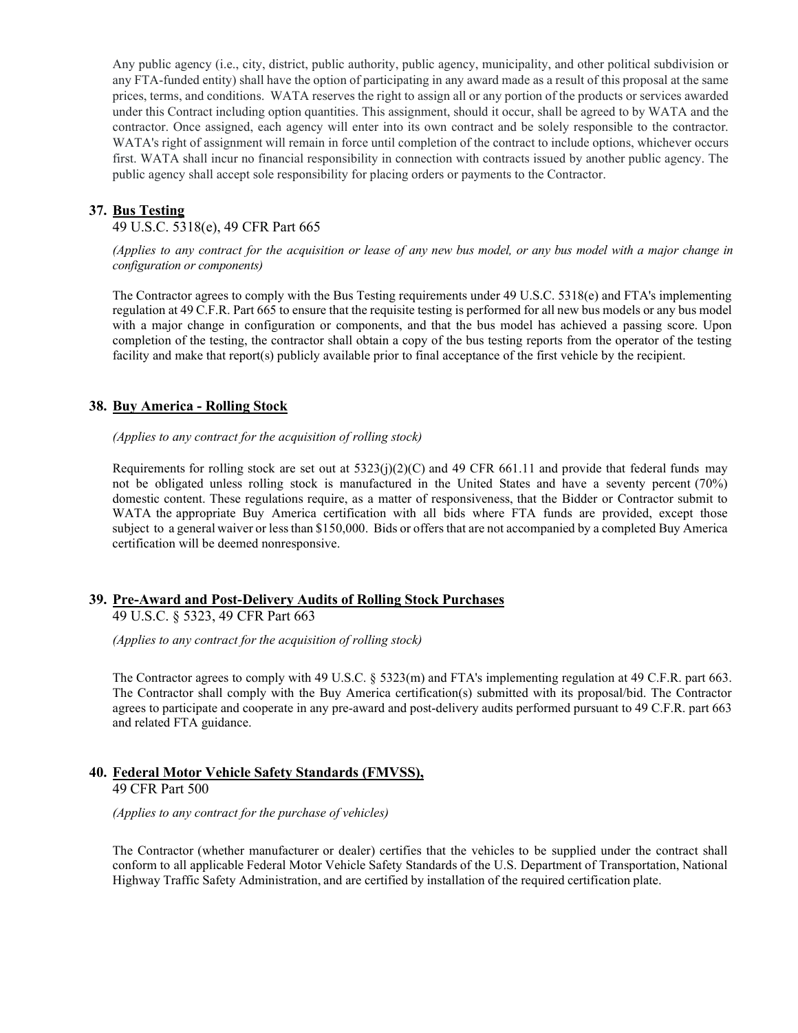Any public agency (i.e., city, district, public authority, public agency, municipality, and other political subdivision or any FTA-funded entity) shall have the option of participating in any award made as a result of this proposal at the same prices, terms, and conditions. WATA reserves the right to assign all or any portion of the products or services awarded under this Contract including option quantities. This assignment, should it occur, shall be agreed to by WATA and the contractor. Once assigned, each agency will enter into its own contract and be solely responsible to the contractor. WATA's right of assignment will remain in force until completion of the contract to include options, whichever occurs first. WATA shall incur no financial responsibility in connection with contracts issued by another public agency. The public agency shall accept sole responsibility for placing orders or payments to the Contractor.

## 37. Bus Testing

49 U.S.C. 5318(e), 49 CFR Part 665

*(Applies to any contract for the acquisition or lease of any new bus model, or any bus model with a major change in configuration or components)*

The Contractor agrees to comply with the Bus Testing requirements under 49 U.S.C. 5318(e) and FTA's implementing regulation at 49 C.F.R. Part 665 to ensure that the requisite testing is performed for all new bus models or any bus model with a major change in configuration or components, and that the bus model has achieved a passing score. Upon completion of the testing, the contractor shall obtain a copy of the bus testing reports from the operator of the testing facility and make that report(s) publicly available prior to final acceptance of the first vehicle by the recipient.

## 38. Buy America - Rolling Stock

*(Applies to any contract for the acquisition of rolling stock)*

Requirements for rolling stock are set out at 5323(j)(2)(C) and 49 CFR 661.11 and provide that federal funds may not be obligated unless rolling stock is manufactured in the United States and have a seventy percent (70%) domestic content. These regulations require, as a matter of responsiveness, that the Bidder or Contractor submit to WATA the appropriate Buy America certification with all bids where FTA funds are provided, except those subject to a general waiver or less than $150,000. Bids or offers that are not accompanied by a completed Buy America certification will be deemed nonresponsive.

## 39. Pre-Award and Post-Delivery Audits of Rolling Stock Purchases

49 U.S.C. § 5323, 49 CFR Part 663

*(Applies to any contract for the acquisition of rolling stock)*

The Contractor agrees to comply with 49 U.S.C. § 5323(m) and FTA's implementing regulation at 49 C.F.R. part 663. The Contractor shall comply with the Buy America certification(s) submitted with its proposal/bid. The Contractor agrees to participate and cooperate in any pre-award and post-delivery audits performed pursuant to 49 C.F.R. part 663 and related FTA guidance.

## 40. Federal Motor Vehicle Safety Standards (FMVSS),

49 CFR Part 500

*(Applies to any contract for the purchase of vehicles)*

The Contractor (whether manufacturer or dealer) certifies that the vehicles to be supplied under the contract shall conform to all applicable Federal Motor Vehicle Safety Standards of the U.S. Department of Transportation, National Highway Traffic Safety Administration, and are certified by installation of the required certification plate.